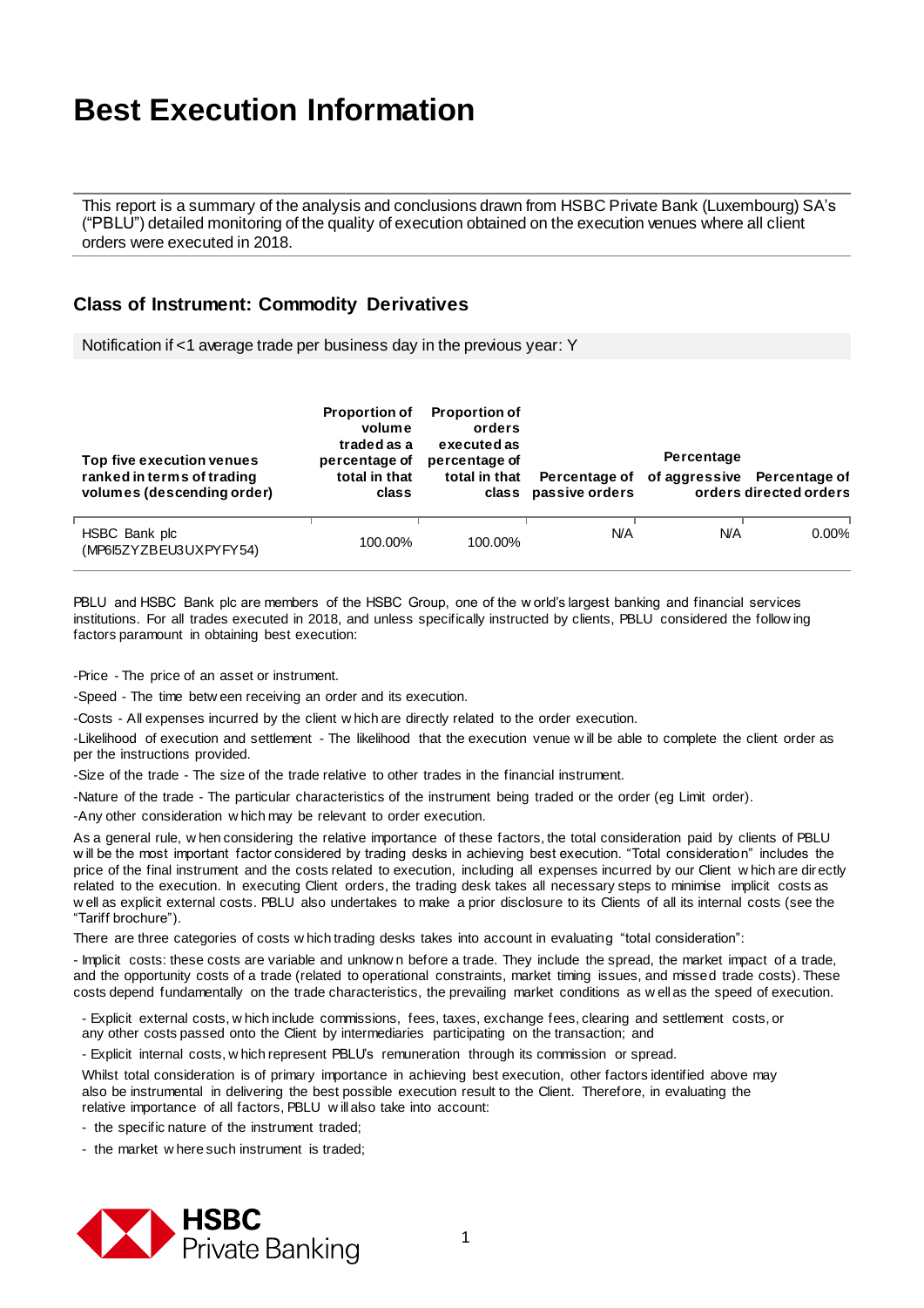# Best Execution Information

This report is a summary of the analysis and conclusions drawn from HSBC Private Bank (Luxembourg) SA's ("PBLU") detailed monitoring of the quality of execution obtained on the execution venues where all client orders were executed in 2018.

## Class of Instrument: Commodity Derivatives

Notification if <1 average trade per business day in the previous year: Y

| Top five execution venues ranked in terms of trading volumes (descending order) | Proportion of volume traded as a percentage of total in that class | Proportion of orders executed as percentage of total in that class | Percentage of passive orders | Percentage of aggressive orders | Percentage of directed orders |
|---|---|---|---|---|---|
| HSBC Bank plc (MP6I5ZYZBEU3UXPYFY54) | 100.00% | 100.00% | N/A | N/A | 0.00% |

PBLU and HSBC Bank plc are members of the HSBC Group, one of the world's largest banking and financial services institutions. For all trades executed in 2018, and unless specifically instructed by clients, PBLU considered the following factors paramount in obtaining best execution:

-Price - The price of an asset or instrument.

-Speed - The time between receiving an order and its execution.

-Costs - All expenses incurred by the client which are directly related to the order execution.

-Likelihood of execution and settlement - The likelihood that the execution venue will be able to complete the client order as per the instructions provided.

-Size of the trade - The size of the trade relative to other trades in the financial instrument.

-Nature of the trade - The particular characteristics of the instrument being traded or the order (eg Limit order).

-Any other consideration which may be relevant to order execution.

As a general rule, when considering the relative importance of these factors, the total consideration paid by clients of PBLU will be the most important factor considered by trading desks in achieving best execution. "Total consideration" includes the price of the final instrument and the costs related to execution, including all expenses incurred by our Client which are directly related to the execution. In executing Client orders, the trading desk takes all necessary steps to minimise implicit costs as well as explicit external costs. PBLU also undertakes to make a prior disclosure to its Clients of all its internal costs (see the "Tariff brochure").

There are three categories of costs which trading desks takes into account in evaluating "total consideration":

- Implicit costs: these costs are variable and unknown before a trade. They include the spread, the market impact of a trade, and the opportunity costs of a trade (related to operational constraints, market timing issues, and missed trade costs). These costs depend fundamentally on the trade characteristics, the prevailing market conditions as well as the speed of execution.

- Explicit external costs, which include commissions, fees, taxes, exchange fees, clearing and settlement costs, or any other costs passed onto the Client by intermediaries participating on the transaction; and

- Explicit internal costs, which represent PBLU's remuneration through its commission or spread.

Whilst total consideration is of primary importance in achieving best execution, other factors identified above may also be instrumental in delivering the best possible execution result to the Client. Therefore, in evaluating the relative importance of all factors, PBLU will also take into account:

- the specific nature of the instrument traded;
- the market where such instrument is traded;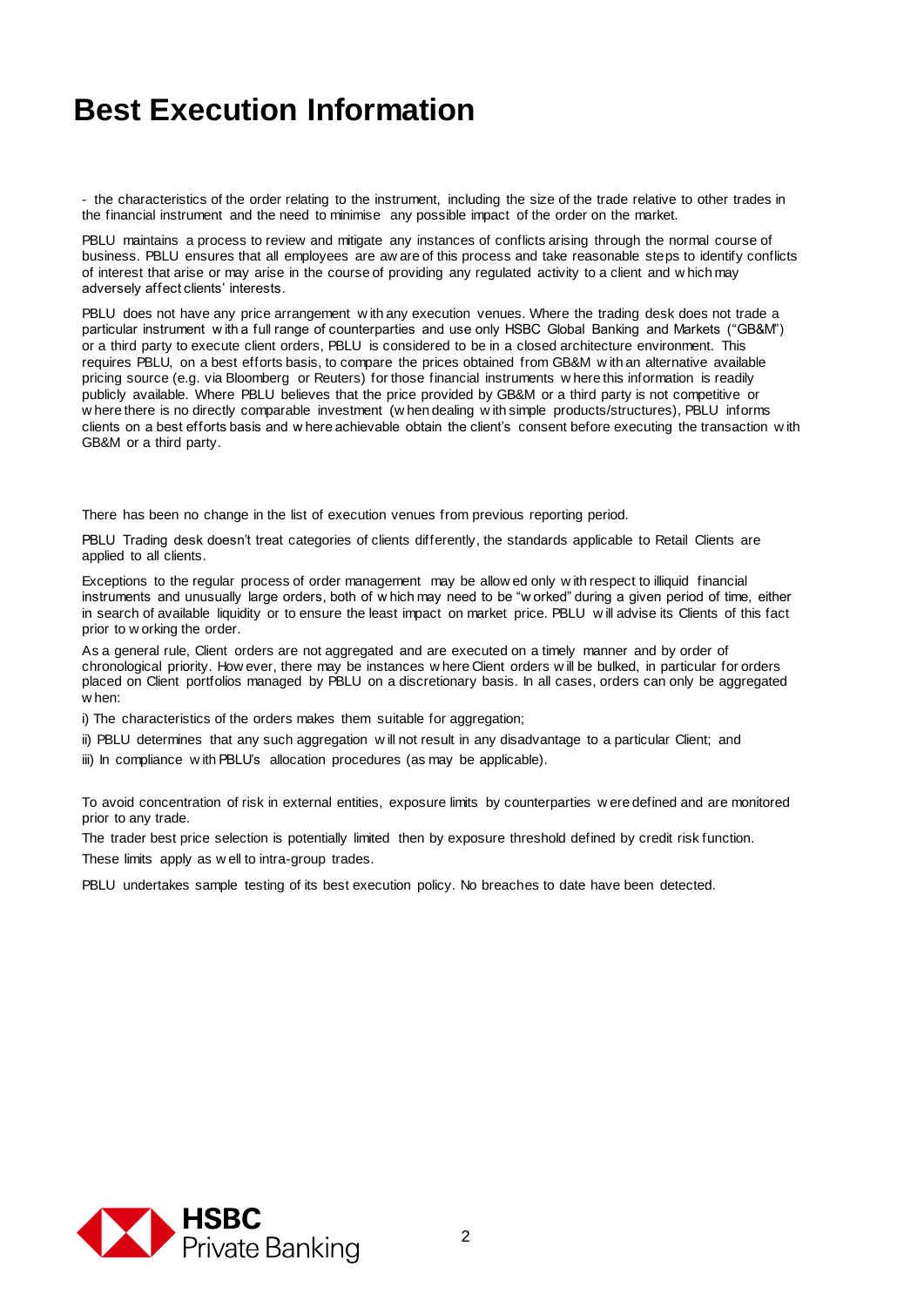# Best Execution Information

- the characteristics of the order relating to the instrument, including the size of the trade relative to other trades in the financial instrument and the need to minimise any possible impact of the order on the market.

PBLU maintains a process to review and mitigate any instances of conflicts arising through the normal course of business. PBLU ensures that all employees are aware of this process and take reasonable steps to identify conflicts of interest that arise or may arise in the course of providing any regulated activity to a client and which may adversely affect clients' interests.

PBLU does not have any price arrangement with any execution venues. Where the trading desk does not trade a particular instrument with a full range of counterparties and use only HSBC Global Banking and Markets ("GB&M") or a third party to execute client orders, PBLU is considered to be in a closed architecture environment. This requires PBLU, on a best efforts basis, to compare the prices obtained from GB&M with an alternative available pricing source (e.g. via Bloomberg or Reuters) for those financial instruments where this information is readily publicly available. Where PBLU believes that the price provided by GB&M or a third party is not competitive or where there is no directly comparable investment (when dealing with simple products/structures), PBLU informs clients on a best efforts basis and where achievable obtain the client's consent before executing the transaction with GB&M or a third party.

There has been no change in the list of execution venues from previous reporting period.

PBLU Trading desk doesn't treat categories of clients differently, the standards applicable to Retail Clients are applied to all clients.

Exceptions to the regular process of order management may be allowed only with respect to illiquid financial instruments and unusually large orders, both of which may need to be "worked" during a given period of time, either in search of available liquidity or to ensure the least impact on market price. PBLU will advise its Clients of this fact prior to working the order.

As a general rule, Client orders are not aggregated and are executed on a timely manner and by order of chronological priority. However, there may be instances where Client orders will be bulked, in particular for orders placed on Client portfolios managed by PBLU on a discretionary basis. In all cases, orders can only be aggregated when:

i) The characteristics of the orders makes them suitable for aggregation;

ii) PBLU determines that any such aggregation will not result in any disadvantage to a particular Client; and

iii) In compliance with PBLU's allocation procedures (as may be applicable).

To avoid concentration of risk in external entities, exposure limits by counterparties were defined and are monitored prior to any trade.

The trader best price selection is potentially limited then by exposure threshold defined by credit risk function.

These limits apply as well to intra-group trades.

PBLU undertakes sample testing of its best execution policy. No breaches to date have been detected.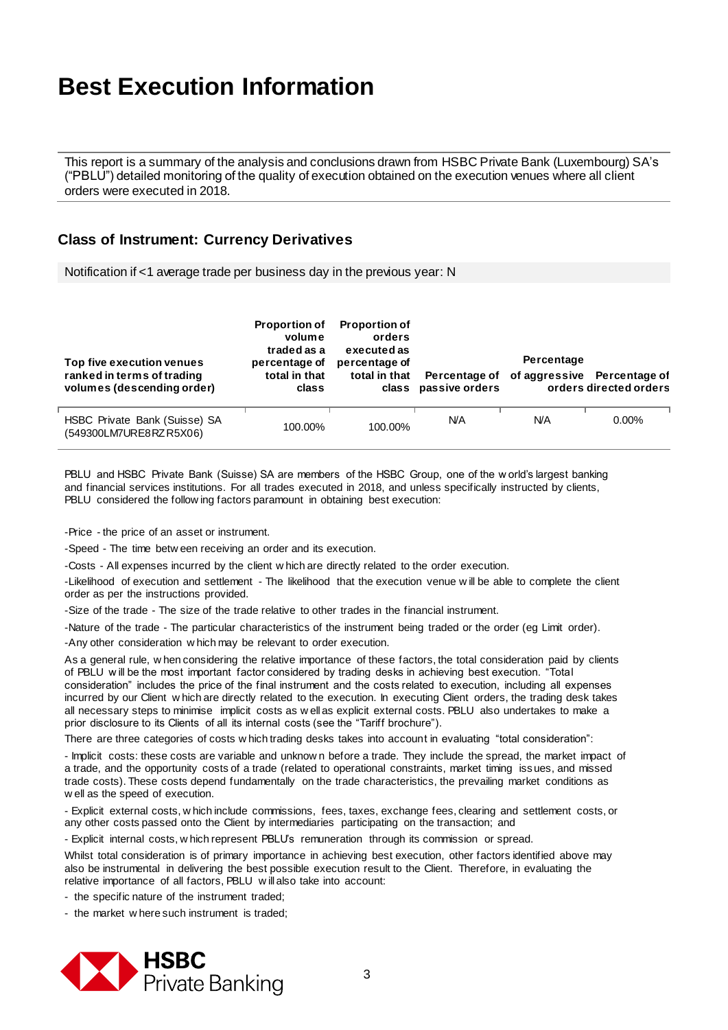# Best Execution Information

This report is a summary of the analysis and conclusions drawn from HSBC Private Bank (Luxembourg) SA's ("PBLU") detailed monitoring of the quality of execution obtained on the execution venues where all client orders were executed in 2018.

## Class of Instrument: Currency Derivatives

Notification if <1 average trade per business day in the previous year: N

| Top five execution venues ranked in terms of trading volumes (descending order) | Proportion of volume traded as a percentage of total in that class | Proportion of orders executed as percentage of total in that class | Percentage of passive orders | Percentage of aggressive orders | Percentage of directed orders |
|---|---|---|---|---|---|
| HSBC Private Bank (Suisse) SA (549300LM7URE8RZR5X06) | 100.00% | 100.00% | N/A | N/A | 0.00% |

PBLU and HSBC Private Bank (Suisse) SA are members of the HSBC Group, one of the world's largest banking and financial services institutions. For all trades executed in 2018, and unless specifically instructed by clients, PBLU considered the following factors paramount in obtaining best execution:

-Price - the price of an asset or instrument.

-Speed - The time between receiving an order and its execution.

-Costs - All expenses incurred by the client which are directly related to the order execution.

-Likelihood of execution and settlement - The likelihood that the execution venue will be able to complete the client order as per the instructions provided.

-Size of the trade - The size of the trade relative to other trades in the financial instrument.

-Nature of the trade - The particular characteristics of the instrument being traded or the order (eg Limit order).

-Any other consideration which may be relevant to order execution.

As a general rule, when considering the relative importance of these factors, the total consideration paid by clients of PBLU will be the most important factor considered by trading desks in achieving best execution. "Total consideration" includes the price of the final instrument and the costs related to execution, including all expenses incurred by our Client which are directly related to the execution. In executing Client orders, the trading desk takes all necessary steps to minimise implicit costs as well as explicit external costs. PBLU also undertakes to make a prior disclosure to its Clients of all its internal costs (see the "Tariff brochure").

There are three categories of costs which trading desks takes into account in evaluating "total consideration":

- Implicit costs: these costs are variable and unknown before a trade. They include the spread, the market impact of a trade, and the opportunity costs of a trade (related to operational constraints, market timing issues, and missed trade costs). These costs depend fundamentally on the trade characteristics, the prevailing market conditions as well as the speed of execution.

- Explicit external costs, which include commissions, fees, taxes, exchange fees, clearing and settlement costs, or any other costs passed onto the Client by intermediaries participating on the transaction; and

- Explicit internal costs, which represent PBLU's remuneration through its commission or spread.

Whilst total consideration is of primary importance in achieving best execution, other factors identified above may also be instrumental in delivering the best possible execution result to the Client. Therefore, in evaluating the relative importance of all factors, PBLU will also take into account:

- the specific nature of the instrument traded;
- the market where such instrument is traded;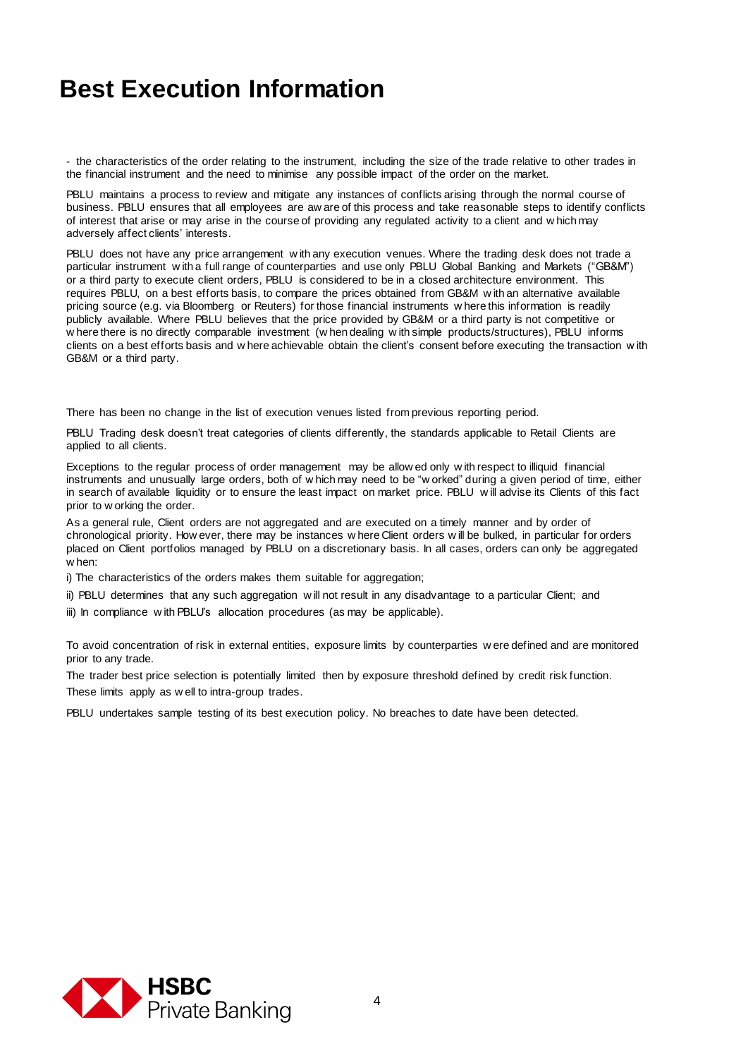# Best Execution Information

- the characteristics of the order relating to the instrument, including the size of the trade relative to other trades in the financial instrument and the need to minimise any possible impact of the order on the market.

PBLU maintains a process to review and mitigate any instances of conflicts arising through the normal course of business. PBLU ensures that all employees are aware of this process and take reasonable steps to identify conflicts of interest that arise or may arise in the course of providing any regulated activity to a client and which may adversely affect clients' interests.

PBLU does not have any price arrangement with any execution venues. Where the trading desk does not trade a particular instrument with a full range of counterparties and use only PBLU Global Banking and Markets ("GB&M") or a third party to execute client orders, PBLU is considered to be in a closed architecture environment. This requires PBLU, on a best efforts basis, to compare the prices obtained from GB&M with an alternative available pricing source (e.g. via Bloomberg or Reuters) for those financial instruments where this information is readily publicly available. Where PBLU believes that the price provided by GB&M or a third party is not competitive or where there is no directly comparable investment (when dealing with simple products/structures), PBLU informs clients on a best efforts basis and where achievable obtain the client's consent before executing the transaction with GB&M or a third party.

There has been no change in the list of execution venues listed from previous reporting period.

PBLU Trading desk doesn't treat categories of clients differently, the standards applicable to Retail Clients are applied to all clients.

Exceptions to the regular process of order management may be allowed only with respect to illiquid financial instruments and unusually large orders, both of which may need to be "worked" during a given period of time, either in search of available liquidity or to ensure the least impact on market price. PBLU will advise its Clients of this fact prior to working the order.

As a general rule, Client orders are not aggregated and are executed on a timely manner and by order of chronological priority. However, there may be instances where Client orders will be bulked, in particular for orders placed on Client portfolios managed by PBLU on a discretionary basis. In all cases, orders can only be aggregated when:

i) The characteristics of the orders makes them suitable for aggregation;

ii) PBLU determines that any such aggregation will not result in any disadvantage to a particular Client; and

iii) In compliance with PBLU's allocation procedures (as may be applicable).

To avoid concentration of risk in external entities, exposure limits by counterparties were defined and are monitored prior to any trade.

The trader best price selection is potentially limited then by exposure threshold defined by credit risk function.

These limits apply as well to intra-group trades.

PBLU undertakes sample testing of its best execution policy. No breaches to date have been detected.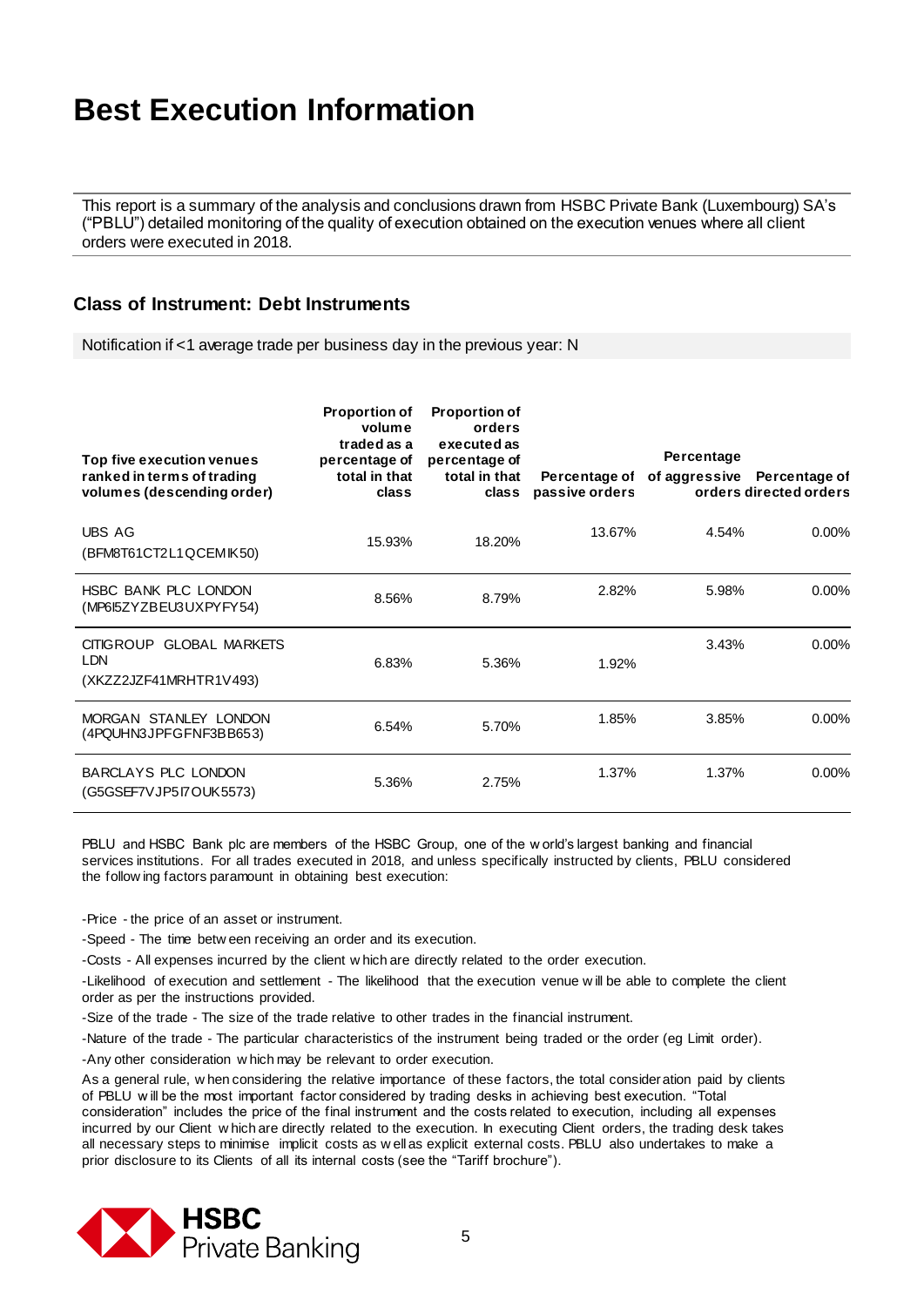# Best Execution Information

This report is a summary of the analysis and conclusions drawn from HSBC Private Bank (Luxembourg) SA's ("PBLU") detailed monitoring of the quality of execution obtained on the execution venues where all client orders were executed in 2018.

## Class of Instrument: Debt Instruments

Notification if <1 average trade per business day in the previous year: N

| Top five execution venues ranked in terms of trading volumes (descending order) | Proportion of volume traded as a percentage of total in that class | Proportion of orders executed as percentage of total in that class | Percentage of passive orders | Percentage of aggressive orders | Percentage of directed orders |
|---|---|---|---|---|---|
| UBS AG (BFM8T61CT2L1QCEMIK50) | 15.93% | 18.20% | 13.67% | 4.54% | 0.00% |
| HSBC BANK PLC LONDON (MP6I5ZYZBEU3UXPYFY54) | 8.56% | 8.79% | 2.82% | 5.98% | 0.00% |
| CITIGROUP GLOBAL MARKETS LDN (XKZZ2JZF41MRHTR1V493) | 6.83% | 5.36% | 1.92% | 3.43% | 0.00% |
| MORGAN STANLEY LONDON (4PQUHN3JPFGFNF3BB653) | 6.54% | 5.70% | 1.85% | 3.85% | 0.00% |
| BARCLAYS PLC LONDON (G5GSEF7VJP5I7OUK5573) | 5.36% | 2.75% | 1.37% | 1.37% | 0.00% |

PBLU and HSBC Bank plc are members of the HSBC Group, one of the world's largest banking and financial services institutions. For all trades executed in 2018, and unless specifically instructed by clients, PBLU considered the following factors paramount in obtaining best execution:

-Price - the price of an asset or instrument.

-Speed - The time between receiving an order and its execution.

-Costs - All expenses incurred by the client which are directly related to the order execution.

-Likelihood of execution and settlement - The likelihood that the execution venue will be able to complete the client order as per the instructions provided.

-Size of the trade - The size of the trade relative to other trades in the financial instrument.

-Nature of the trade - The particular characteristics of the instrument being traded or the order (eg Limit order).

-Any other consideration which may be relevant to order execution.

As a general rule, when considering the relative importance of these factors, the total consideration paid by clients of PBLU will be the most important factor considered by trading desks in achieving best execution. "Total consideration" includes the price of the final instrument and the costs related to execution, including all expenses incurred by our Client which are directly related to the execution. In executing Client orders, the trading desk takes all necessary steps to minimise implicit costs as well as explicit external costs. PBLU also undertakes to make a prior disclosure to its Clients of all its internal costs (see the "Tariff brochure").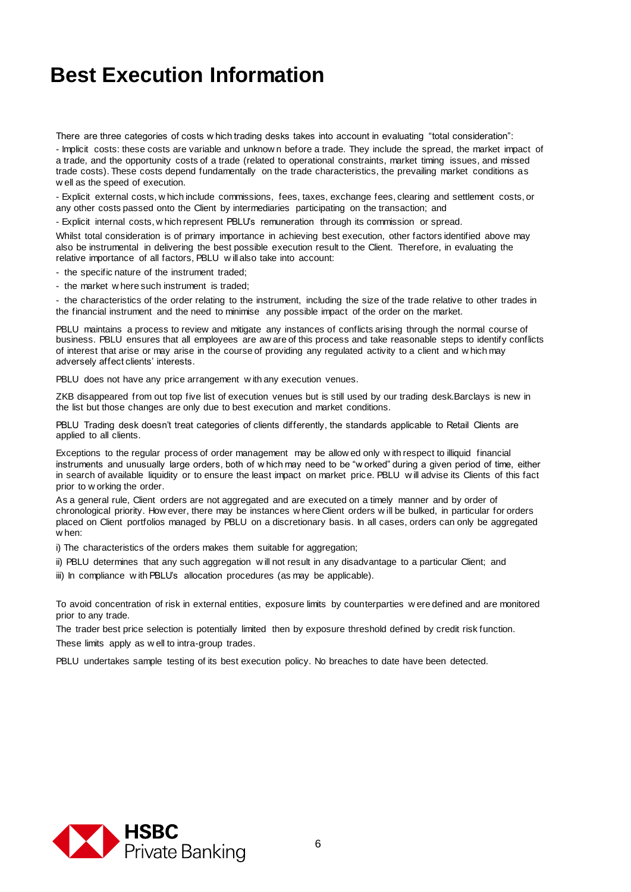# Best Execution Information

There are three categories of costs which trading desks takes into account in evaluating "total consideration":

- Implicit costs: these costs are variable and unknown before a trade. They include the spread, the market impact of a trade, and the opportunity costs of a trade (related to operational constraints, market timing issues, and missed trade costs). These costs depend fundamentally on the trade characteristics, the prevailing market conditions as well as the speed of execution.

- Explicit external costs, which include commissions, fees, taxes, exchange fees, clearing and settlement costs, or any other costs passed onto the Client by intermediaries participating on the transaction; and

- Explicit internal costs, which represent PBLU's remuneration through its commission or spread.

Whilst total consideration is of primary importance in achieving best execution, other factors identified above may also be instrumental in delivering the best possible execution result to the Client. Therefore, in evaluating the relative importance of all factors, PBLU will also take into account:

- the specific nature of the instrument traded;
- the market where such instrument is traded;
- the characteristics of the order relating to the instrument, including the size of the trade relative to other trades in the financial instrument and the need to minimise any possible impact of the order on the market.

PBLU maintains a process to review and mitigate any instances of conflicts arising through the normal course of business. PBLU ensures that all employees are aware of this process and take reasonable steps to identify conflicts of interest that arise or may arise in the course of providing any regulated activity to a client and which may adversely affect clients' interests.

PBLU does not have any price arrangement with any execution venues.

ZKB disappeared from out top five list of execution venues but is still used by our trading desk.Barclays is new in the list but those changes are only due to best execution and market conditions.

PBLU Trading desk doesn't treat categories of clients differently, the standards applicable to Retail Clients are applied to all clients.

Exceptions to the regular process of order management may be allowed only with respect to illiquid financial instruments and unusually large orders, both of which may need to be "worked" during a given period of time, either in search of available liquidity or to ensure the least impact on market price. PBLU will advise its Clients of this fact prior to working the order.

As a general rule, Client orders are not aggregated and are executed on a timely manner and by order of chronological priority. However, there may be instances where Client orders will be bulked, in particular for orders placed on Client portfolios managed by PBLU on a discretionary basis. In all cases, orders can only be aggregated when:

i) The characteristics of the orders makes them suitable for aggregation;

ii) PBLU determines that any such aggregation will not result in any disadvantage to a particular Client; and

iii) In compliance with PBLU's allocation procedures (as may be applicable).

To avoid concentration of risk in external entities, exposure limits by counterparties were defined and are monitored prior to any trade.

The trader best price selection is potentially limited then by exposure threshold defined by credit risk function.

These limits apply as well to intra-group trades.

PBLU undertakes sample testing of its best execution policy. No breaches to date have been detected.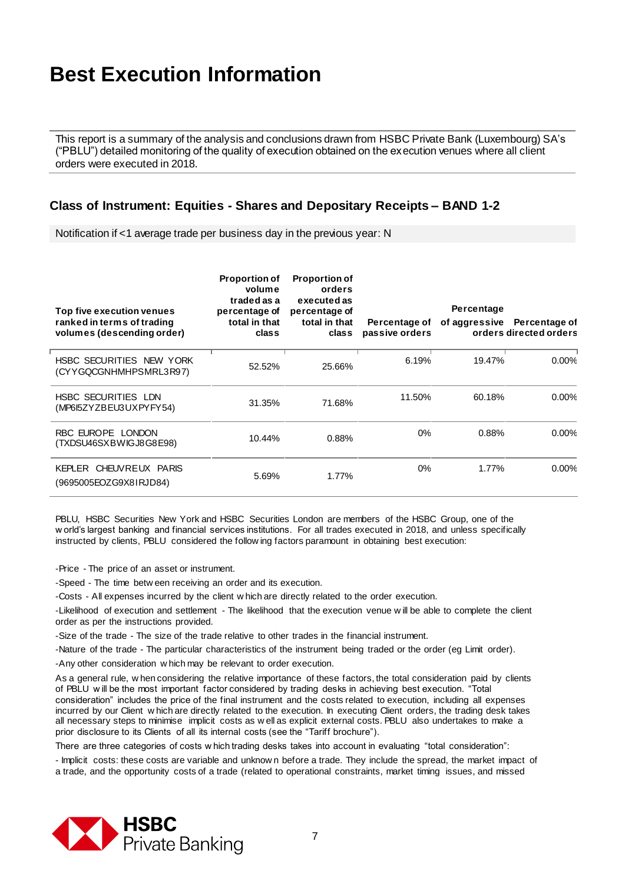# Best Execution Information

This report is a summary of the analysis and conclusions drawn from HSBC Private Bank (Luxembourg) SA's ("PBLU") detailed monitoring of the quality of execution obtained on the execution venues where all client orders were executed in 2018.

## Class of Instrument: Equities - Shares and Depositary Receipts – BAND 1-2

Notification if <1 average trade per business day in the previous year: N

| Top five execution venues ranked in terms of trading volumes (descending order) | Proportion of volume traded as a percentage of total in that class | Proportion of orders executed as percentage of total in that class | Percentage of passive orders | Percentage of aggressive orders | Percentage of directed orders |
|---|---|---|---|---|---|
| HSBC SECURITIES NEW YORK (CYYGQCGNHMHPSMRL3R97) | 52.52% | 25.66% | 6.19% | 19.47% | 0.00% |
| HSBC SECURITIES LDN (MP6I5ZYZBEU3UXPYFY54) | 31.35% | 71.68% | 11.50% | 60.18% | 0.00% |
| RBC EUROPE LONDON (TXDSU46SXBWIGJ8G8E98) | 10.44% | 0.88% | 0% | 0.88% | 0.00% |
| KEPLER CHEUVREUX PARIS (9695005EOZG9X8IRJD84) | 5.69% | 1.77% | 0% | 1.77% | 0.00% |

PBLU, HSBC Securities New York and HSBC Securities London are members of the HSBC Group, one of the world's largest banking and financial services institutions. For all trades executed in 2018, and unless specifically instructed by clients, PBLU considered the following factors paramount in obtaining best execution:

-Price - The price of an asset or instrument.

-Speed - The time between receiving an order and its execution.

-Costs - All expenses incurred by the client which are directly related to the order execution.

-Likelihood of execution and settlement - The likelihood that the execution venue will be able to complete the client order as per the instructions provided.

-Size of the trade - The size of the trade relative to other trades in the financial instrument.

-Nature of the trade - The particular characteristics of the instrument being traded or the order (eg Limit order).

-Any other consideration which may be relevant to order execution.

As a general rule, when considering the relative importance of these factors, the total consideration paid by clients of PBLU will be the most important factor considered by trading desks in achieving best execution. "Total consideration" includes the price of the final instrument and the costs related to execution, including all expenses incurred by our Client which are directly related to the execution. In executing Client orders, the trading desk takes all necessary steps to minimise implicit costs as well as explicit external costs. PBLU also undertakes to make a prior disclosure to its Clients of all its internal costs (see the "Tariff brochure").

There are three categories of costs which trading desks takes into account in evaluating "total consideration":

- Implicit costs: these costs are variable and unknown before a trade. They include the spread, the market impact of a trade, and the opportunity costs of a trade (related to operational constraints, market timing issues, and missed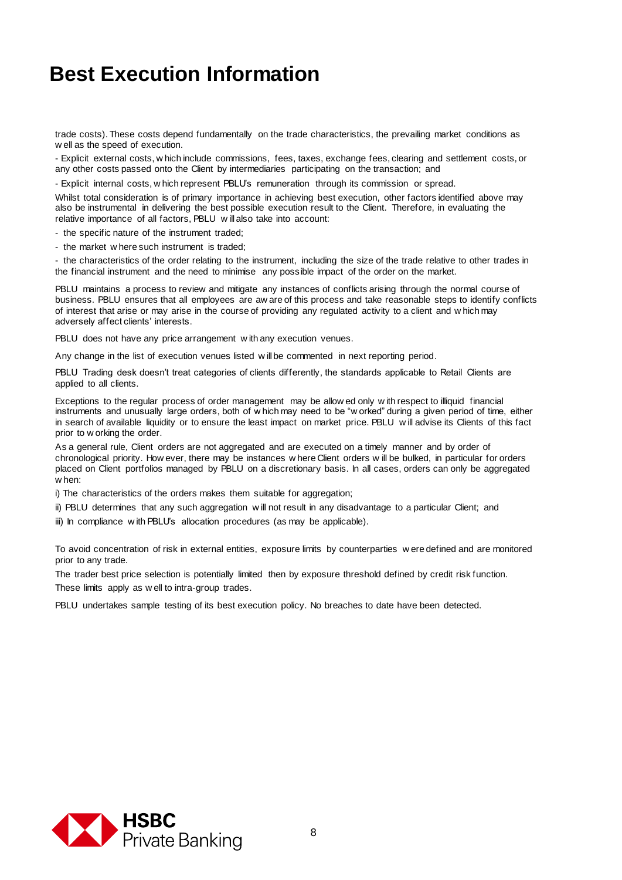# Best Execution Information

trade costs). These costs depend fundamentally on the trade characteristics, the prevailing market conditions as well as the speed of execution.

- Explicit external costs, which include commissions, fees, taxes, exchange fees, clearing and settlement costs, or any other costs passed onto the Client by intermediaries participating on the transaction; and

- Explicit internal costs, which represent PBLU's remuneration through its commission or spread.

Whilst total consideration is of primary importance in achieving best execution, other factors identified above may also be instrumental in delivering the best possible execution result to the Client. Therefore, in evaluating the relative importance of all factors, PBLU will also take into account:

- the specific nature of the instrument traded;
- the market where such instrument is traded;
- the characteristics of the order relating to the instrument, including the size of the trade relative to other trades in the financial instrument and the need to minimise any possible impact of the order on the market.

PBLU maintains a process to review and mitigate any instances of conflicts arising through the normal course of business. PBLU ensures that all employees are aware of this process and take reasonable steps to identify conflicts of interest that arise or may arise in the course of providing any regulated activity to a client and which may adversely affect clients' interests.

PBLU does not have any price arrangement with any execution venues.

Any change in the list of execution venues listed will be commented in next reporting period.

PBLU Trading desk doesn't treat categories of clients differently, the standards applicable to Retail Clients are applied to all clients.

Exceptions to the regular process of order management may be allowed only with respect to illiquid financial instruments and unusually large orders, both of which may need to be "worked" during a given period of time, either in search of available liquidity or to ensure the least impact on market price. PBLU will advise its Clients of this fact prior to working the order.

As a general rule, Client orders are not aggregated and are executed on a timely manner and by order of chronological priority. However, there may be instances where Client orders will be bulked, in particular for orders placed on Client portfolios managed by PBLU on a discretionary basis. In all cases, orders can only be aggregated when:

i) The characteristics of the orders makes them suitable for aggregation;

ii) PBLU determines that any such aggregation will not result in any disadvantage to a particular Client; and

iii) In compliance with PBLU's allocation procedures (as may be applicable).

To avoid concentration of risk in external entities, exposure limits by counterparties were defined and are monitored prior to any trade.

The trader best price selection is potentially limited then by exposure threshold defined by credit risk function.

These limits apply as well to intra-group trades.

PBLU undertakes sample testing of its best execution policy. No breaches to date have been detected.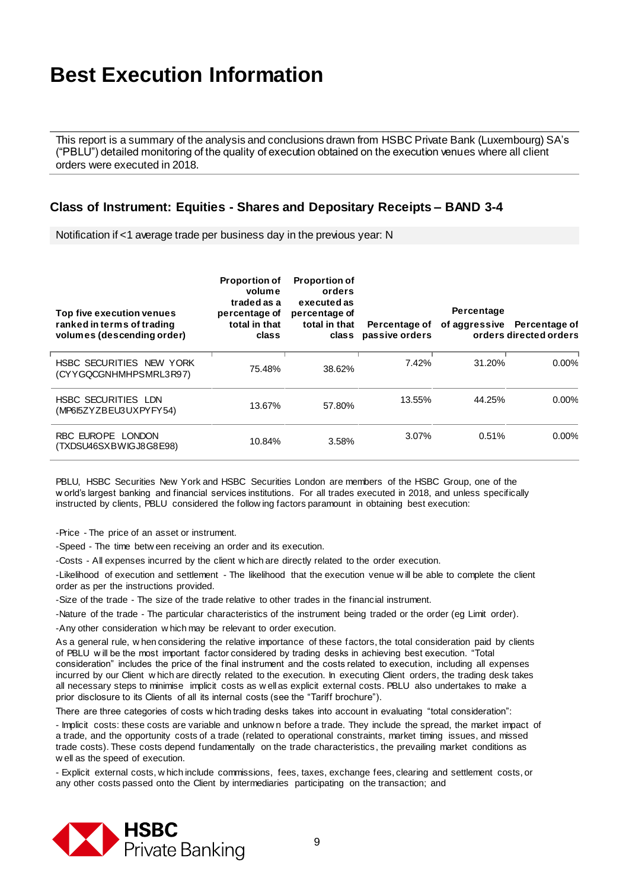# Best Execution Information

This report is a summary of the analysis and conclusions drawn from HSBC Private Bank (Luxembourg) SA's ("PBLU") detailed monitoring of the quality of execution obtained on the execution venues where all client orders were executed in 2018.

## Class of Instrument: Equities - Shares and Depositary Receipts – BAND 3-4

Notification if <1 average trade per business day in the previous year: N

| Top five execution venues ranked in terms of trading volumes (descending order) | Proportion of volume traded as a percentage of total in that class | Proportion of orders executed as percentage of total in that class | Percentage of passive orders | Percentage of aggressive orders | Percentage of directed orders |
|---|---|---|---|---|---|
| HSBC SECURITIES NEW YORK (CYYGQCGNHMHPSMRL3R97) | 75.48% | 38.62% | 7.42% | 31.20% | 0.00% |
| HSBC SECURITIES LDN (MP6I5ZYZBEU3UXPYFY54) | 13.67% | 57.80% | 13.55% | 44.25% | 0.00% |
| RBC EUROPE LONDON (TXDSU46SXBWIGJ8G8E98) | 10.84% | 3.58% | 3.07% | 0.51% | 0.00% |

PBLU, HSBC Securities New York and HSBC Securities London are members of the HSBC Group, one of the world's largest banking and financial services institutions. For all trades executed in 2018, and unless specifically instructed by clients, PBLU considered the following factors paramount in obtaining best execution:

-Price - The price of an asset or instrument.

-Speed - The time between receiving an order and its execution.

-Costs - All expenses incurred by the client which are directly related to the order execution.

-Likelihood of execution and settlement - The likelihood that the execution venue will be able to complete the client order as per the instructions provided.

-Size of the trade - The size of the trade relative to other trades in the financial instrument.

-Nature of the trade - The particular characteristics of the instrument being traded or the order (eg Limit order).

-Any other consideration which may be relevant to order execution.

As a general rule, when considering the relative importance of these factors, the total consideration paid by clients of PBLU will be the most important factor considered by trading desks in achieving best execution. "Total consideration" includes the price of the final instrument and the costs related to execution, including all expenses incurred by our Client which are directly related to the execution. In executing Client orders, the trading desk takes all necessary steps to minimise implicit costs as well as explicit external costs. PBLU also undertakes to make a prior disclosure to its Clients of all its internal costs (see the "Tariff brochure").

There are three categories of costs which trading desks takes into account in evaluating "total consideration":

- Implicit costs: these costs are variable and unknown before a trade. They include the spread, the market impact of a trade, and the opportunity costs of a trade (related to operational constraints, market timing issues, and missed trade costs). These costs depend fundamentally on the trade characteristics, the prevailing market conditions as well as the speed of execution.

- Explicit external costs, which include commissions, fees, taxes, exchange fees, clearing and settlement costs, or any other costs passed onto the Client by intermediaries participating on the transaction; and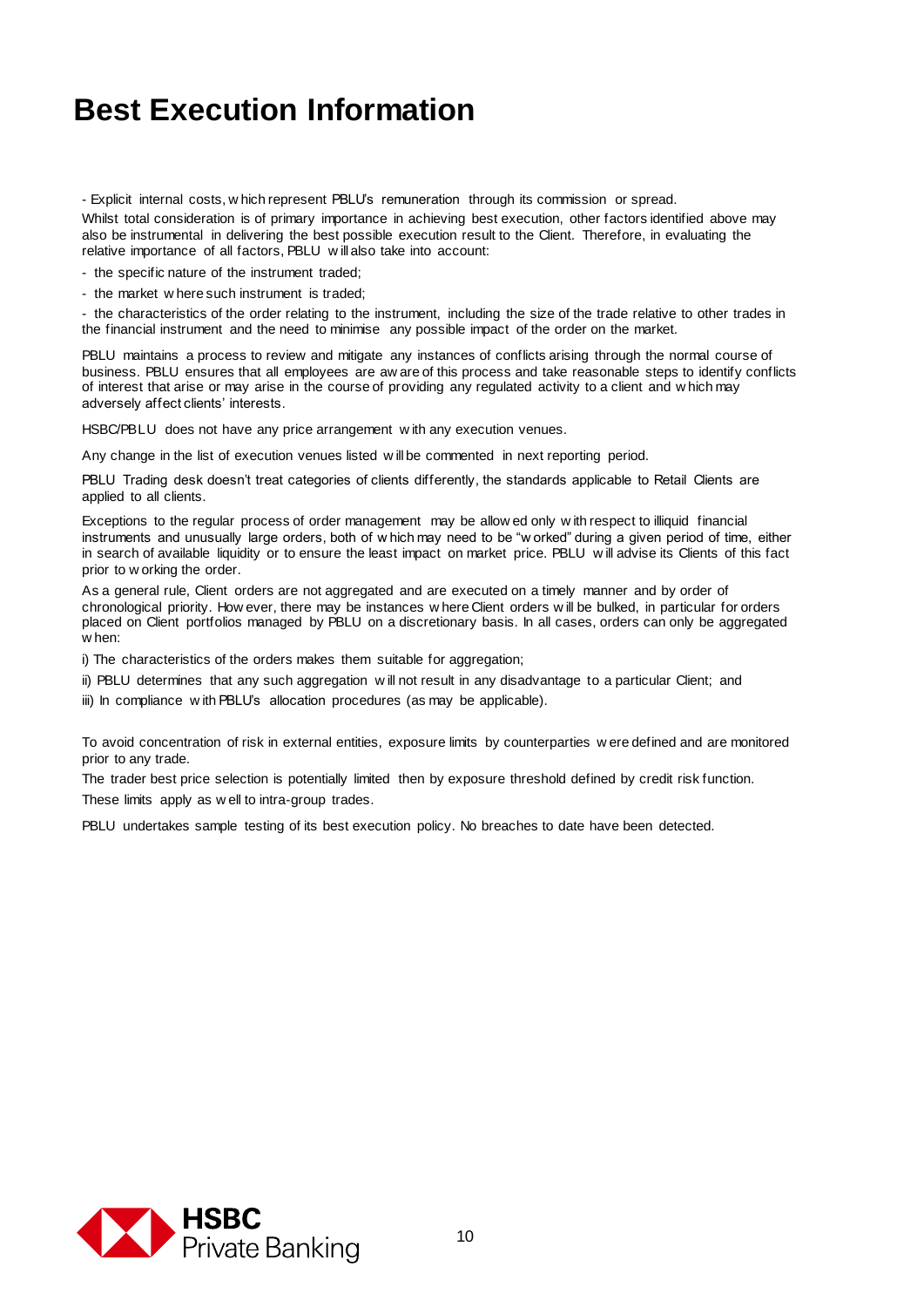# Best Execution Information

- Explicit internal costs, which represent PBLU's remuneration through its commission or spread.

Whilst total consideration is of primary importance in achieving best execution, other factors identified above may also be instrumental in delivering the best possible execution result to the Client. Therefore, in evaluating the relative importance of all factors, PBLU will also take into account:

- the specific nature of the instrument traded;
- the market where such instrument is traded;
- the characteristics of the order relating to the instrument, including the size of the trade relative to other trades in the financial instrument and the need to minimise any possible impact of the order on the market.

PBLU maintains a process to review and mitigate any instances of conflicts arising through the normal course of business. PBLU ensures that all employees are aware of this process and take reasonable steps to identify conflicts of interest that arise or may arise in the course of providing any regulated activity to a client and which may adversely affect clients' interests.

HSBC/PBLU does not have any price arrangement with any execution venues.

Any change in the list of execution venues listed will be commented in next reporting period.

PBLU Trading desk doesn't treat categories of clients differently, the standards applicable to Retail Clients are applied to all clients.

Exceptions to the regular process of order management may be allowed only with respect to illiquid financial instruments and unusually large orders, both of which may need to be "worked" during a given period of time, either in search of available liquidity or to ensure the least impact on market price. PBLU will advise its Clients of this fact prior to working the order.

As a general rule, Client orders are not aggregated and are executed on a timely manner and by order of chronological priority. However, there may be instances where Client orders will be bulked, in particular for orders placed on Client portfolios managed by PBLU on a discretionary basis. In all cases, orders can only be aggregated when:

i) The characteristics of the orders makes them suitable for aggregation;

ii) PBLU determines that any such aggregation will not result in any disadvantage to a particular Client; and

iii) In compliance with PBLU's allocation procedures (as may be applicable).

To avoid concentration of risk in external entities, exposure limits by counterparties were defined and are monitored prior to any trade.

The trader best price selection is potentially limited then by exposure threshold defined by credit risk function.

These limits apply as well to intra-group trades.

PBLU undertakes sample testing of its best execution policy. No breaches to date have been detected.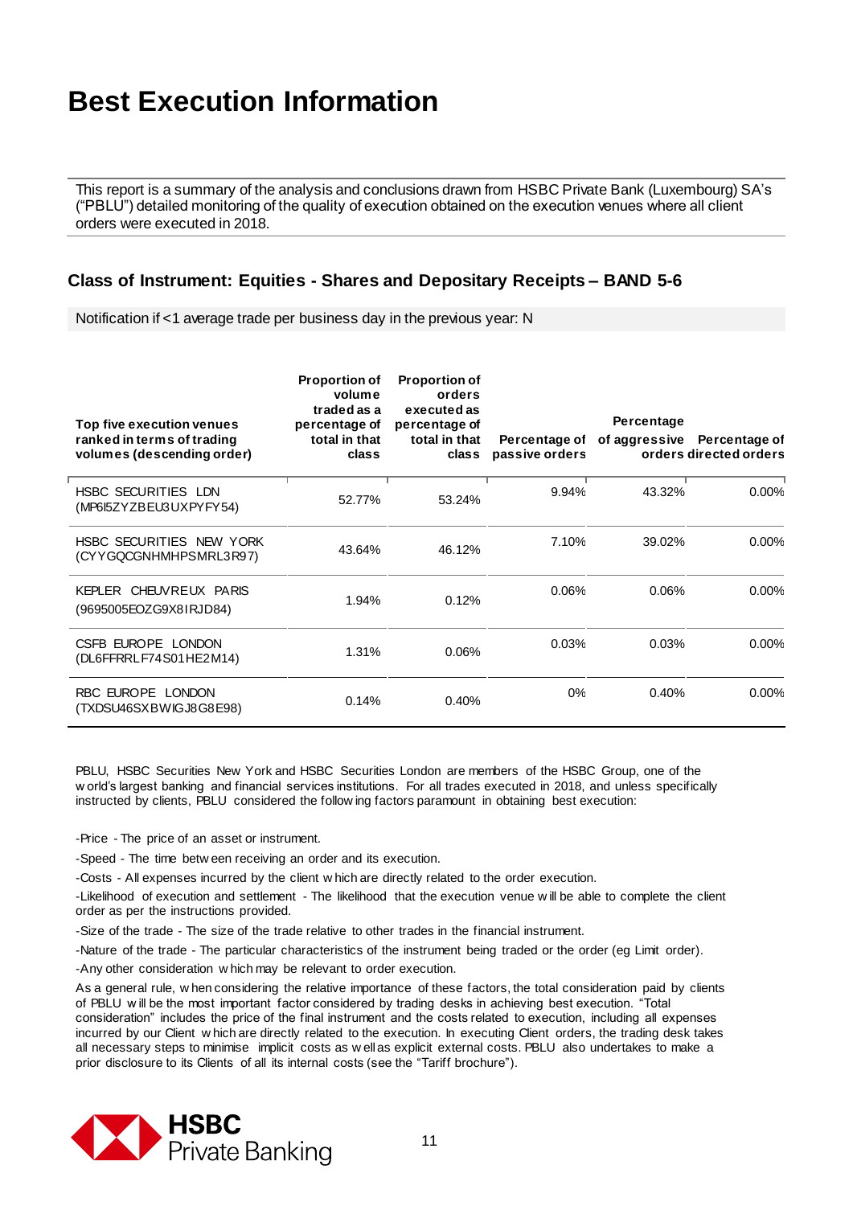# Best Execution Information

This report is a summary of the analysis and conclusions drawn from HSBC Private Bank (Luxembourg) SA's ("PBLU") detailed monitoring of the quality of execution obtained on the execution venues where all client orders were executed in 2018.

## Class of Instrument: Equities - Shares and Depositary Receipts – BAND 5-6

Notification if <1 average trade per business day in the previous year: N

| Top five execution venues ranked in terms of trading volumes (descending order) | Proportion of volume traded as a percentage of total in that class | Proportion of orders executed as percentage of total in that class | Percentage of passive orders | Percentage of aggressive orders | Percentage of directed orders |
|---|---|---|---|---|---|
| HSBC SECURITIES LDN (MP6I5ZYZBEU3UXPYFY54) | 52.77% | 53.24% | 9.94% | 43.32% | 0.00% |
| HSBC SECURITIES NEW YORK (CYYGQCGNHMHPSMRL3R97) | 43.64% | 46.12% | 7.10% | 39.02% | 0.00% |
| KEPLER CHEUVREUX PARIS (9695005EOZG9X8IRJD84) | 1.94% | 0.12% | 0.06% | 0.06% | 0.00% |
| CSFB EUROPE LONDON (DL6FFRRLF74S01HE2M14) | 1.31% | 0.06% | 0.03% | 0.03% | 0.00% |
| RBC EUROPE LONDON (TXDSU46SXBWIGJ8G8E98) | 0.14% | 0.40% | 0% | 0.40% | 0.00% |

PBLU, HSBC Securities New York and HSBC Securities London are members of the HSBC Group, one of the world's largest banking and financial services institutions. For all trades executed in 2018, and unless specifically instructed by clients, PBLU considered the following factors paramount in obtaining best execution:

-Price - The price of an asset or instrument.

-Speed - The time between receiving an order and its execution.

-Costs - All expenses incurred by the client which are directly related to the order execution.

-Likelihood of execution and settlement - The likelihood that the execution venue will be able to complete the client order as per the instructions provided.

-Size of the trade - The size of the trade relative to other trades in the financial instrument.

-Nature of the trade - The particular characteristics of the instrument being traded or the order (eg Limit order).

-Any other consideration which may be relevant to order execution.

As a general rule, when considering the relative importance of these factors, the total consideration paid by clients of PBLU will be the most important factor considered by trading desks in achieving best execution. "Total consideration" includes the price of the final instrument and the costs related to execution, including all expenses incurred by our Client which are directly related to the execution. In executing Client orders, the trading desk takes all necessary steps to minimise implicit costs as well as explicit external costs. PBLU also undertakes to make a prior disclosure to its Clients of all its internal costs (see the "Tariff brochure").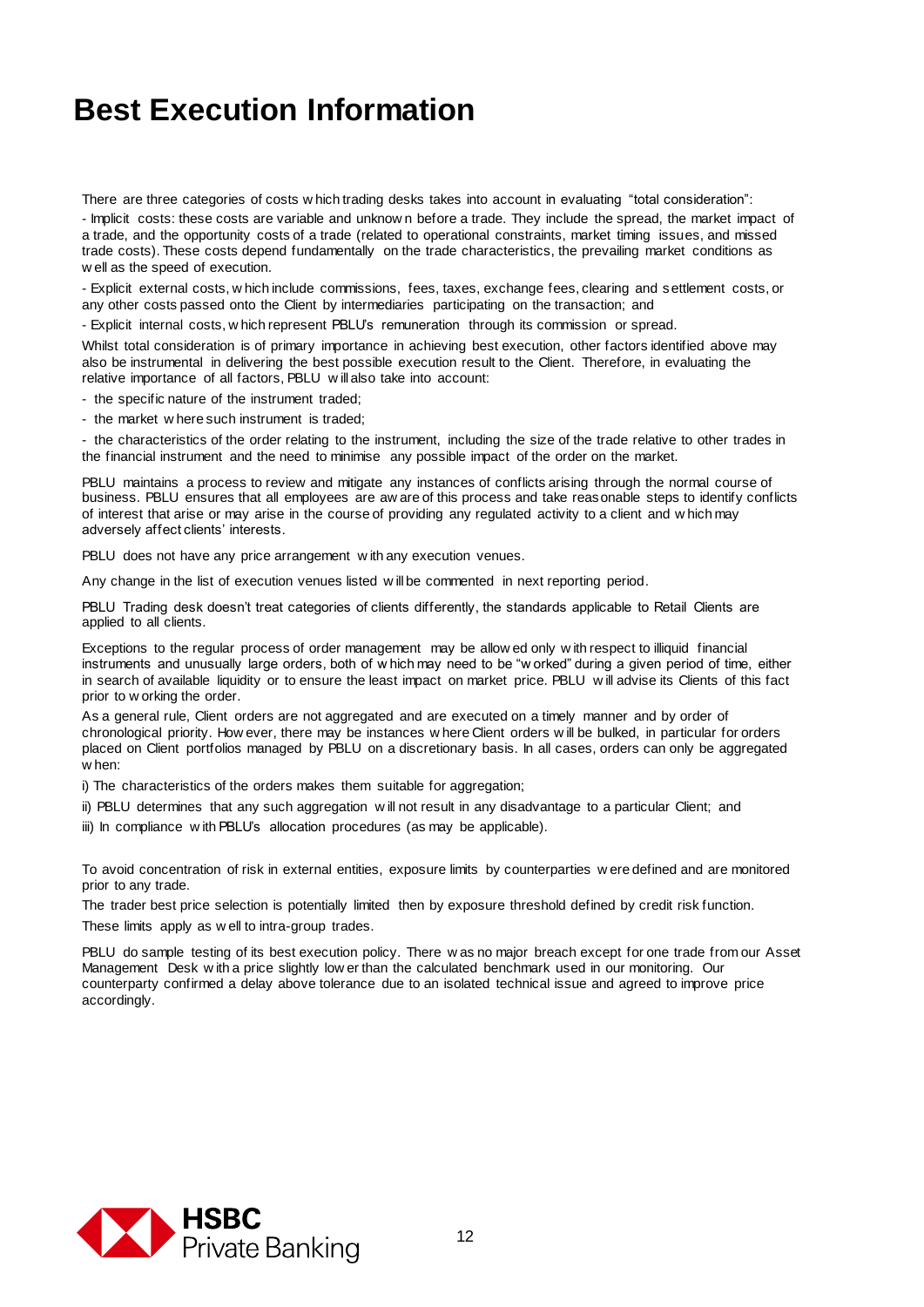# Best Execution Information

There are three categories of costs which trading desks takes into account in evaluating "total consideration":

- Implicit costs: these costs are variable and unknown before a trade. They include the spread, the market impact of a trade, and the opportunity costs of a trade (related to operational constraints, market timing issues, and missed trade costs). These costs depend fundamentally on the trade characteristics, the prevailing market conditions as well as the speed of execution.

- Explicit external costs, which include commissions, fees, taxes, exchange fees, clearing and settlement costs, or any other costs passed onto the Client by intermediaries participating on the transaction; and

- Explicit internal costs, which represent PBLU's remuneration through its commission or spread.

Whilst total consideration is of primary importance in achieving best execution, other factors identified above may also be instrumental in delivering the best possible execution result to the Client. Therefore, in evaluating the relative importance of all factors, PBLU will also take into account:

- the specific nature of the instrument traded;
- the market where such instrument is traded;
- the characteristics of the order relating to the instrument, including the size of the trade relative to other trades in the financial instrument and the need to minimise any possible impact of the order on the market.

PBLU maintains a process to review and mitigate any instances of conflicts arising through the normal course of business. PBLU ensures that all employees are aware of this process and take reasonable steps to identify conflicts of interest that arise or may arise in the course of providing any regulated activity to a client and which may adversely affect clients' interests.

PBLU does not have any price arrangement with any execution venues.

Any change in the list of execution venues listed will be commented in next reporting period.

PBLU Trading desk doesn't treat categories of clients differently, the standards applicable to Retail Clients are applied to all clients.

Exceptions to the regular process of order management may be allowed only with respect to illiquid financial instruments and unusually large orders, both of which may need to be "worked" during a given period of time, either in search of available liquidity or to ensure the least impact on market price. PBLU will advise its Clients of this fact prior to working the order.

As a general rule, Client orders are not aggregated and are executed on a timely manner and by order of chronological priority. However, there may be instances where Client orders will be bulked, in particular for orders placed on Client portfolios managed by PBLU on a discretionary basis. In all cases, orders can only be aggregated when:

i) The characteristics of the orders makes them suitable for aggregation;

ii) PBLU determines that any such aggregation will not result in any disadvantage to a particular Client; and

iii) In compliance with PBLU's allocation procedures (as may be applicable).

To avoid concentration of risk in external entities, exposure limits by counterparties were defined and are monitored prior to any trade.

The trader best price selection is potentially limited then by exposure threshold defined by credit risk function.

These limits apply as well to intra-group trades.

PBLU do sample testing of its best execution policy. There was no major breach except for one trade from our Asset Management Desk with a price slightly lower than the calculated benchmark used in our monitoring. Our counterparty confirmed a delay above tolerance due to an isolated technical issue and agreed to improve price accordingly.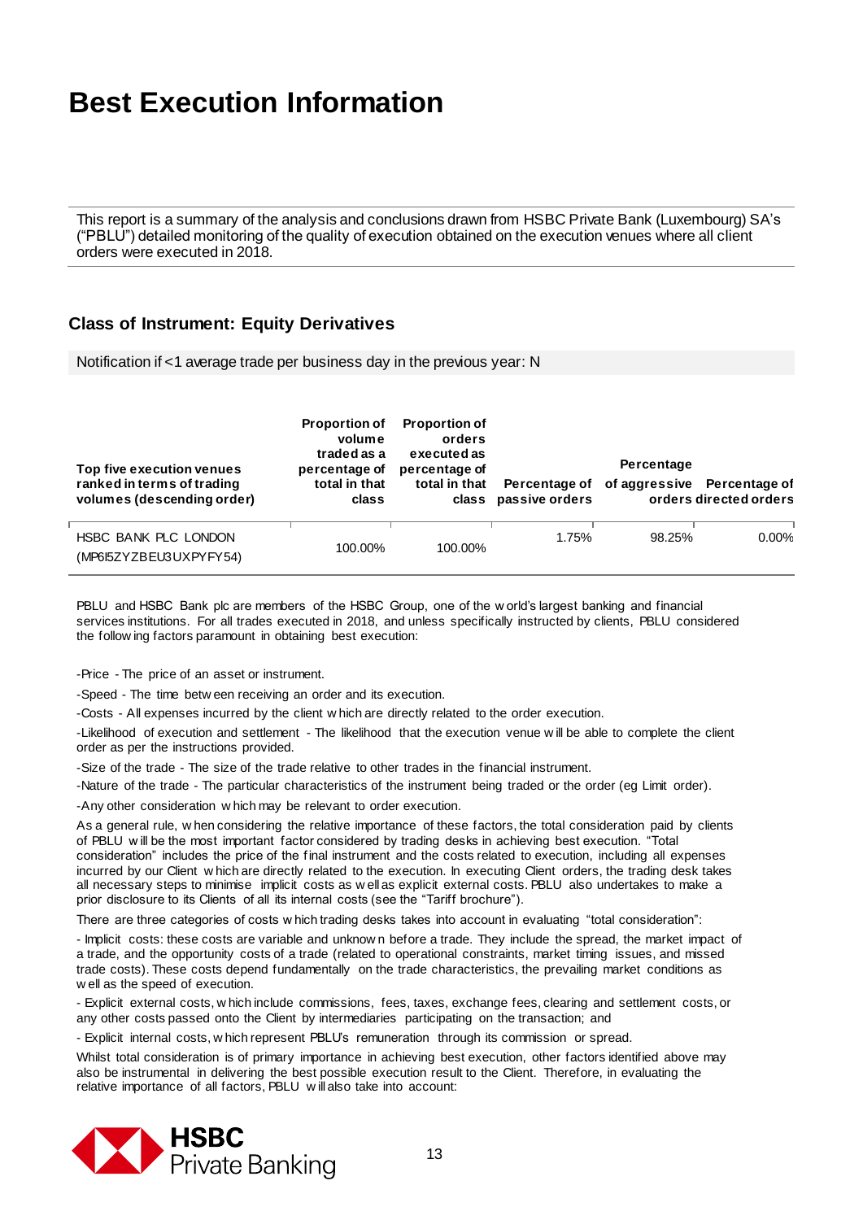# Best Execution Information

This report is a summary of the analysis and conclusions drawn from HSBC Private Bank (Luxembourg) SA's ("PBLU") detailed monitoring of the quality of execution obtained on the execution venues where all client orders were executed in 2018.

## Class of Instrument: Equity Derivatives

Notification if <1 average trade per business day in the previous year: N

| Top five execution venues ranked in terms of trading volumes (descending order) | Proportion of volume traded as a percentage of total in that class | Proportion of orders executed as percentage of total in that class | Percentage of passive orders | Percentage of aggressive orders | Percentage of directed orders |
|---|---|---|---|---|---|
| HSBC BANK PLC LONDON (MP6I5ZYZBEU3UXPYFY54) | 100.00% | 100.00% | 1.75% | 98.25% | 0.00% |

PBLU and HSBC Bank plc are members of the HSBC Group, one of the world's largest banking and financial services institutions. For all trades executed in 2018, and unless specifically instructed by clients, PBLU considered the following factors paramount in obtaining best execution:

-Price - The price of an asset or instrument.

-Speed - The time between receiving an order and its execution.

-Costs - All expenses incurred by the client which are directly related to the order execution.

-Likelihood of execution and settlement - The likelihood that the execution venue will be able to complete the client order as per the instructions provided.

-Size of the trade - The size of the trade relative to other trades in the financial instrument.

-Nature of the trade - The particular characteristics of the instrument being traded or the order (eg Limit order).

-Any other consideration which may be relevant to order execution.

As a general rule, when considering the relative importance of these factors, the total consideration paid by clients of PBLU will be the most important factor considered by trading desks in achieving best execution. "Total consideration" includes the price of the final instrument and the costs related to execution, including all expenses incurred by our Client which are directly related to the execution. In executing Client orders, the trading desk takes all necessary steps to minimise implicit costs as well as explicit external costs. PBLU also undertakes to make a prior disclosure to its Clients of all its internal costs (see the "Tariff brochure").

There are three categories of costs which trading desks takes into account in evaluating "total consideration":

- Implicit costs: these costs are variable and unknown before a trade. They include the spread, the market impact of a trade, and the opportunity costs of a trade (related to operational constraints, market timing issues, and missed trade costs). These costs depend fundamentally on the trade characteristics, the prevailing market conditions as well as the speed of execution.

- Explicit external costs, which include commissions, fees, taxes, exchange fees, clearing and settlement costs, or any other costs passed onto the Client by intermediaries participating on the transaction; and

- Explicit internal costs, which represent PBLU's remuneration through its commission or spread.

Whilst total consideration is of primary importance in achieving best execution, other factors identified above may also be instrumental in delivering the best possible execution result to the Client. Therefore, in evaluating the relative importance of all factors, PBLU will also take into account: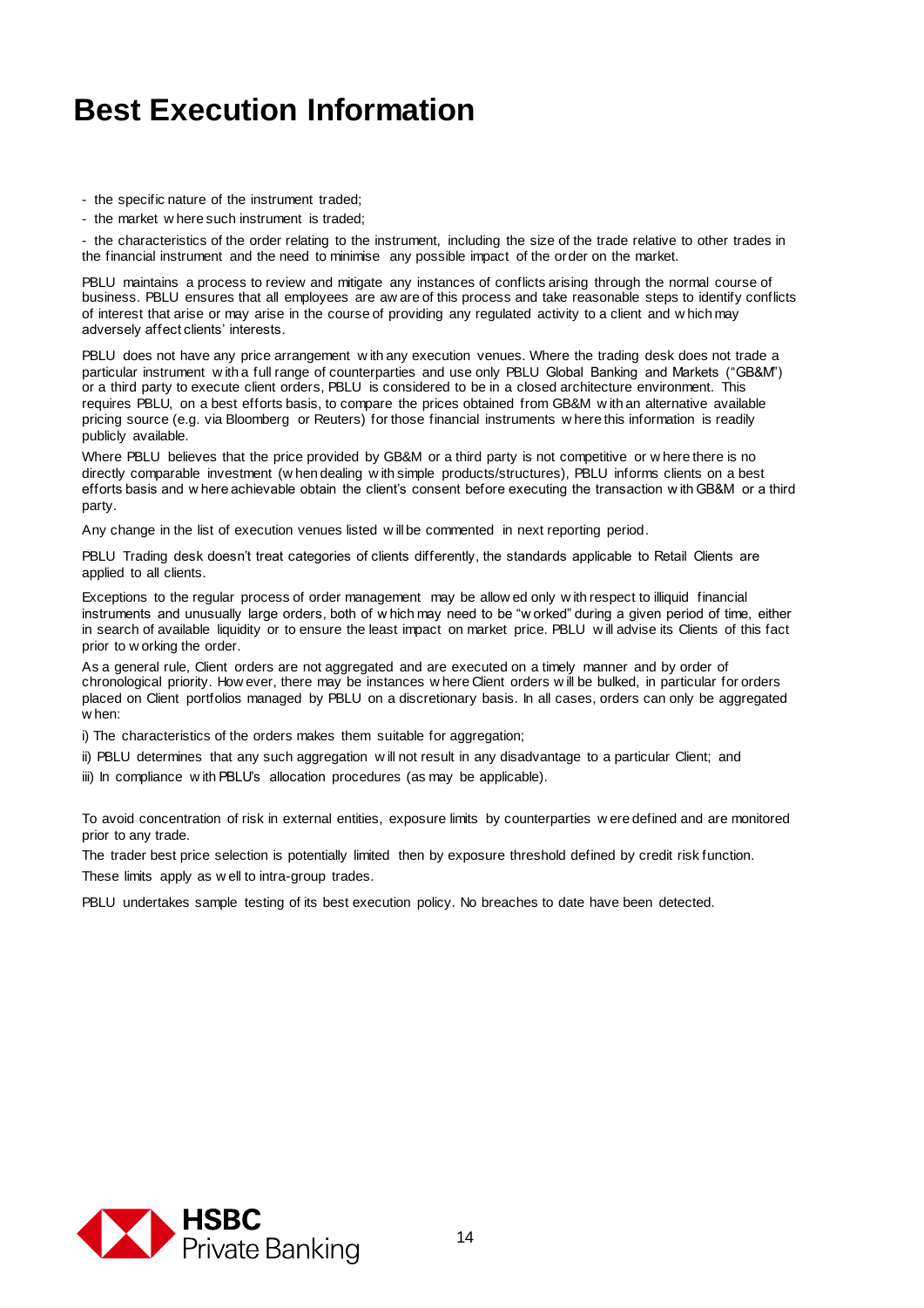# Best Execution Information

- the specific nature of the instrument traded;
- the market where such instrument is traded;
- the characteristics of the order relating to the instrument, including the size of the trade relative to other trades in the financial instrument and the need to minimise any possible impact of the order on the market.

PBLU maintains a process to review and mitigate any instances of conflicts arising through the normal course of business. PBLU ensures that all employees are aware of this process and take reasonable steps to identify conflicts of interest that arise or may arise in the course of providing any regulated activity to a client and which may adversely affect clients' interests.

PBLU does not have any price arrangement with any execution venues. Where the trading desk does not trade a particular instrument with a full range of counterparties and use only PBLU Global Banking and Markets ("GB&M") or a third party to execute client orders, PBLU is considered to be in a closed architecture environment. This requires PBLU, on a best efforts basis, to compare the prices obtained from GB&M with an alternative available pricing source (e.g. via Bloomberg or Reuters) for those financial instruments where this information is readily publicly available.

Where PBLU believes that the price provided by GB&M or a third party is not competitive or where there is no directly comparable investment (when dealing with simple products/structures), PBLU informs clients on a best efforts basis and where achievable obtain the client's consent before executing the transaction with GB&M or a third party.

Any change in the list of execution venues listed will be commented in next reporting period.

PBLU Trading desk doesn't treat categories of clients differently, the standards applicable to Retail Clients are applied to all clients.

Exceptions to the regular process of order management may be allowed only with respect to illiquid financial instruments and unusually large orders, both of which may need to be "worked" during a given period of time, either in search of available liquidity or to ensure the least impact on market price. PBLU will advise its Clients of this fact prior to working the order.

As a general rule, Client orders are not aggregated and are executed on a timely manner and by order of chronological priority. However, there may be instances where Client orders will be bulked, in particular for orders placed on Client portfolios managed by PBLU on a discretionary basis. In all cases, orders can only be aggregated when:

i) The characteristics of the orders makes them suitable for aggregation;

ii) PBLU determines that any such aggregation will not result in any disadvantage to a particular Client; and

iii) In compliance with PBLU's allocation procedures (as may be applicable).

To avoid concentration of risk in external entities, exposure limits by counterparties were defined and are monitored prior to any trade.

The trader best price selection is potentially limited then by exposure threshold defined by credit risk function.

These limits apply as well to intra-group trades.

PBLU undertakes sample testing of its best execution policy. No breaches to date have been detected.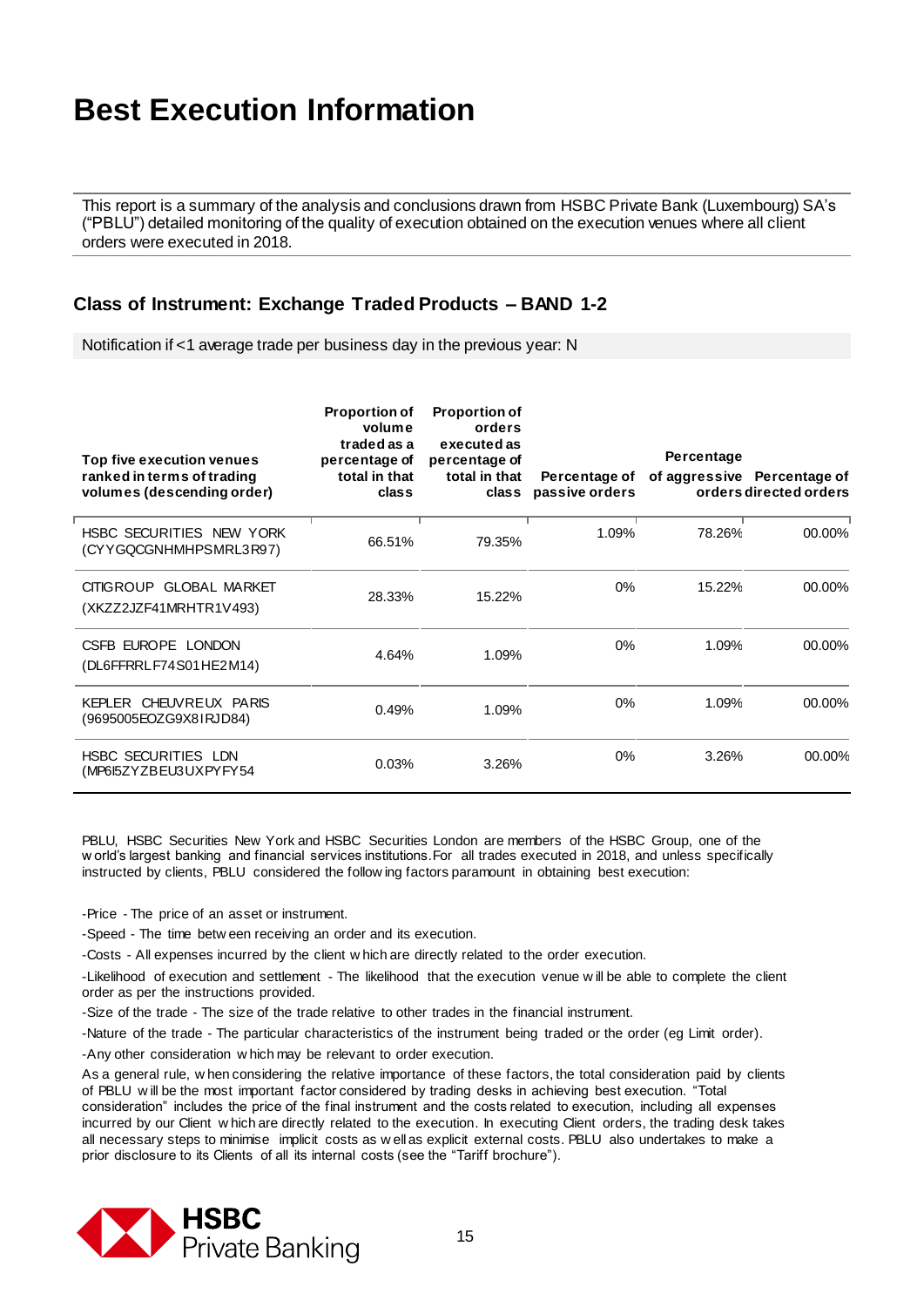# Best Execution Information

This report is a summary of the analysis and conclusions drawn from HSBC Private Bank (Luxembourg) SA's ("PBLU") detailed monitoring of the quality of execution obtained on the execution venues where all client orders were executed in 2018.

## Class of Instrument: Exchange Traded Products – BAND 1-2

Notification if <1 average trade per business day in the previous year: N

| Top five execution venues ranked in terms of trading volumes (descending order) | Proportion of volume traded as a percentage of total in that class | Proportion of orders executed as percentage of total in that class | Percentage of passive orders | Percentage of aggressive orders | Percentage of directed orders |
|---|---|---|---|---|---|
| HSBC SECURITIES NEW YORK (CYYGQCGNHMHPSMRL3R97) | 66.51% | 79.35% | 1.09% | 78.26% | 00.00% |
| CITIGROUP GLOBAL MARKET (XKZZ2JZF41MRHTR1V493) | 28.33% | 15.22% | 0% | 15.22% | 00.00% |
| CSFB EUROPE LONDON (DL6FFRRLF74S01HE2M14) | 4.64% | 1.09% | 0% | 1.09% | 00.00% |
| KEPLER CHEUVREUX PARIS (9695005EOZG9X8IRJD84) | 0.49% | 1.09% | 0% | 1.09% | 00.00% |
| HSBC SECURITIES LDN (MP6I5ZYZBEU3UXPYFY54 | 0.03% | 3.26% | 0% | 3.26% | 00.00% |

PBLU, HSBC Securities New York and HSBC Securities London are members of the HSBC Group, one of the world's largest banking and financial services institutions. For all trades executed in 2018, and unless specifically instructed by clients, PBLU considered the following factors paramount in obtaining best execution:

-Price - The price of an asset or instrument.

-Speed - The time between receiving an order and its execution.

-Costs - All expenses incurred by the client which are directly related to the order execution.

-Likelihood of execution and settlement - The likelihood that the execution venue will be able to complete the client order as per the instructions provided.

-Size of the trade - The size of the trade relative to other trades in the financial instrument.

-Nature of the trade - The particular characteristics of the instrument being traded or the order (eg Limit order).

-Any other consideration which may be relevant to order execution.

As a general rule, when considering the relative importance of these factors, the total consideration paid by clients of PBLU will be the most important factor considered by trading desks in achieving best execution. "Total consideration" includes the price of the final instrument and the costs related to execution, including all expenses incurred by our Client which are directly related to the execution. In executing Client orders, the trading desk takes all necessary steps to minimise implicit costs as well as explicit external costs. PBLU also undertakes to make a prior disclosure to its Clients of all its internal costs (see the "Tariff brochure").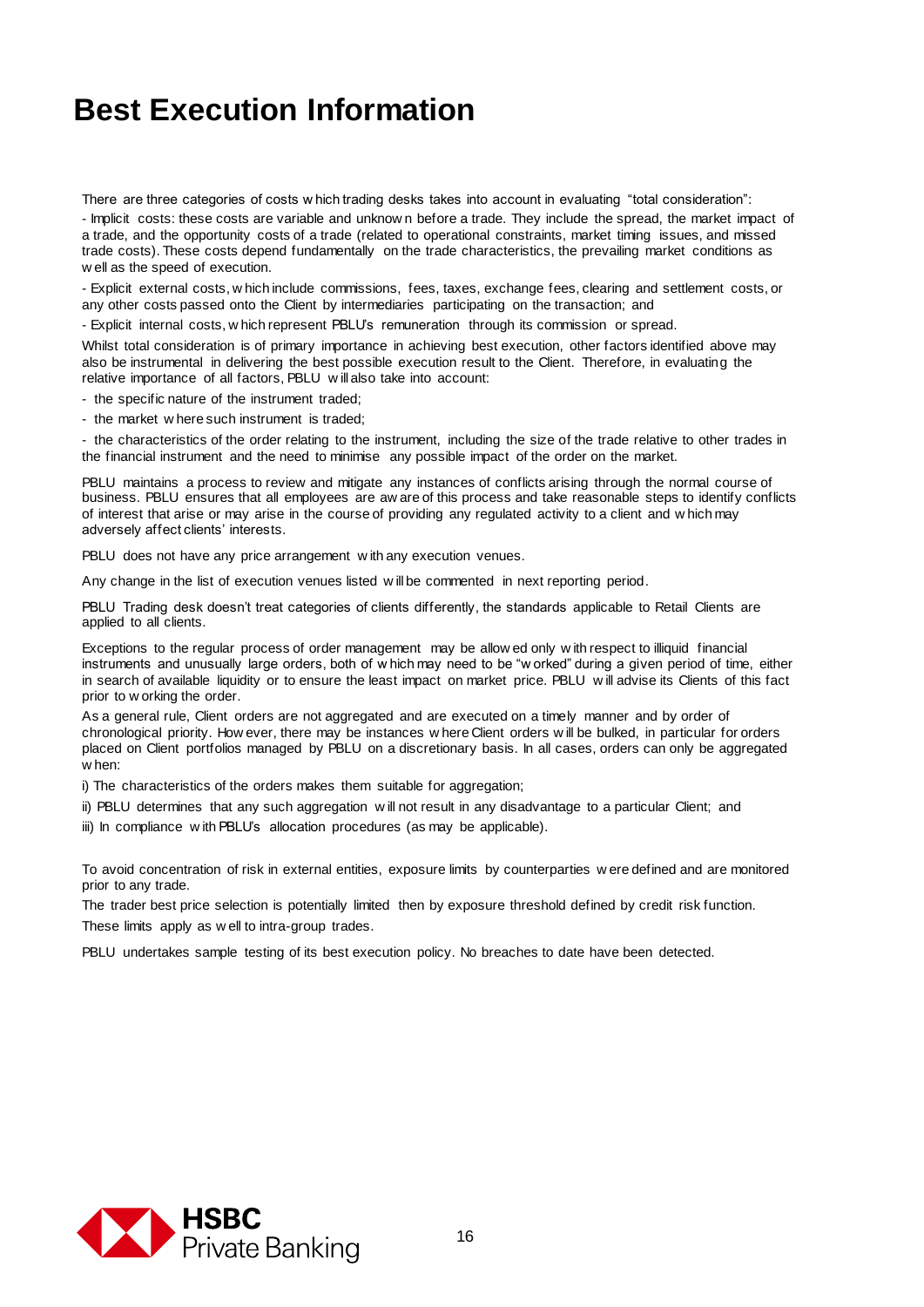# Best Execution Information

There are three categories of costs which trading desks takes into account in evaluating "total consideration":

- Implicit costs: these costs are variable and unknown before a trade. They include the spread, the market impact of a trade, and the opportunity costs of a trade (related to operational constraints, market timing issues, and missed trade costs). These costs depend fundamentally on the trade characteristics, the prevailing market conditions as well as the speed of execution.

- Explicit external costs, which include commissions, fees, taxes, exchange fees, clearing and settlement costs, or any other costs passed onto the Client by intermediaries participating on the transaction; and

- Explicit internal costs, which represent PBLU's remuneration through its commission or spread.

Whilst total consideration is of primary importance in achieving best execution, other factors identified above may also be instrumental in delivering the best possible execution result to the Client. Therefore, in evaluating the relative importance of all factors, PBLU will also take into account:

- the specific nature of the instrument traded;
- the market where such instrument is traded;
- the characteristics of the order relating to the instrument, including the size of the trade relative to other trades in the financial instrument and the need to minimise any possible impact of the order on the market.

PBLU maintains a process to review and mitigate any instances of conflicts arising through the normal course of business. PBLU ensures that all employees are aware of this process and take reasonable steps to identify conflicts of interest that arise or may arise in the course of providing any regulated activity to a client and which may adversely affect clients' interests.

PBLU does not have any price arrangement with any execution venues.

Any change in the list of execution venues listed will be commented in next reporting period.

PBLU Trading desk doesn't treat categories of clients differently, the standards applicable to Retail Clients are applied to all clients.

Exceptions to the regular process of order management may be allowed only with respect to illiquid financial instruments and unusually large orders, both of which may need to be "worked" during a given period of time, either in search of available liquidity or to ensure the least impact on market price. PBLU will advise its Clients of this fact prior to working the order.

As a general rule, Client orders are not aggregated and are executed on a timely manner and by order of chronological priority. However, there may be instances where Client orders will be bulked, in particular for orders placed on Client portfolios managed by PBLU on a discretionary basis. In all cases, orders can only be aggregated when:

i) The characteristics of the orders makes them suitable for aggregation;

ii) PBLU determines that any such aggregation will not result in any disadvantage to a particular Client; and

iii) In compliance with PBLU's allocation procedures (as may be applicable).

To avoid concentration of risk in external entities, exposure limits by counterparties were defined and are monitored prior to any trade.

The trader best price selection is potentially limited then by exposure threshold defined by credit risk function.

These limits apply as well to intra-group trades.

PBLU undertakes sample testing of its best execution policy. No breaches to date have been detected.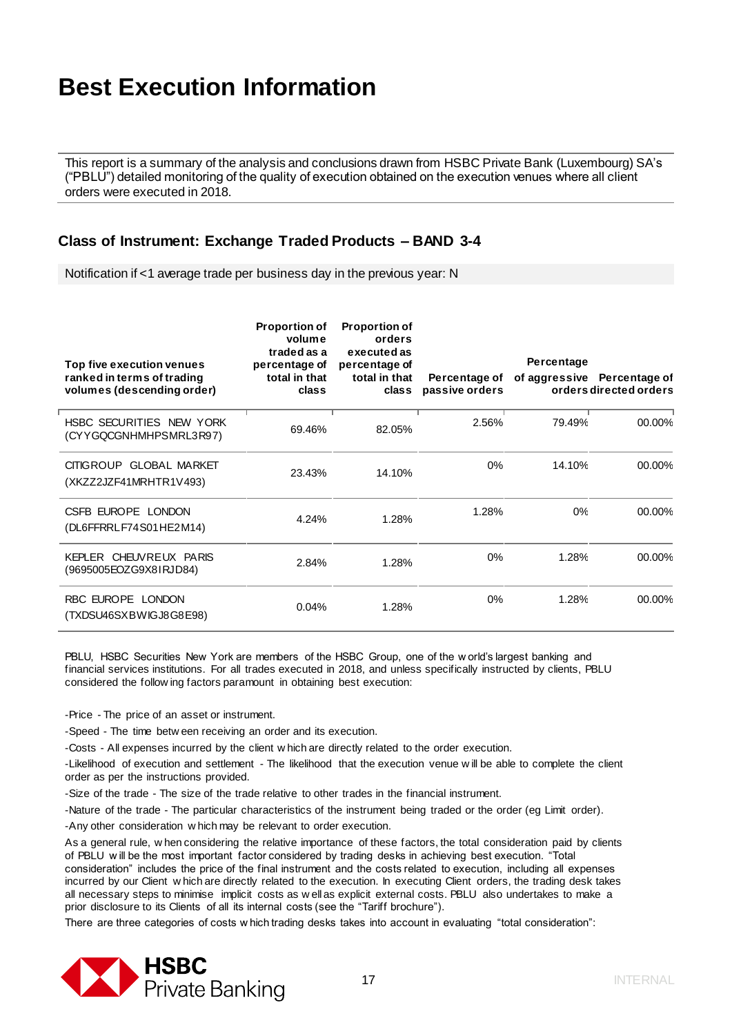# Best Execution Information

This report is a summary of the analysis and conclusions drawn from HSBC Private Bank (Luxembourg) SA's ("PBLU") detailed monitoring of the quality of execution obtained on the execution venues where all client orders were executed in 2018.

## Class of Instrument: Exchange Traded Products – BAND 3-4

Notification if <1 average trade per business day in the previous year: N

| Top five execution venues ranked in terms of trading volumes (descending order) | Proportion of volume traded as a percentage of total in that class | Proportion of orders executed as percentage of total in that class | Percentage of passive orders | Percentage of aggressive orders | Percentage of directed orders |
|---|---|---|---|---|---|
| HSBC SECURITIES NEW YORK (CYYGQCGNHMHPSMRL3R97) | 69.46% | 82.05% | 2.56% | 79.49% | 00.00% |
| CITIGROUP GLOBAL MARKET (XKZZ2JZF41MRHTR1V493) | 23.43% | 14.10% | 0% | 14.10% | 00.00% |
| CSFB EUROPE LONDON (DL6FFRRLF74S01HE2M14) | 4.24% | 1.28% | 1.28% | 0% | 00.00% |
| KEPLER CHEUVREUX PARIS (9695005EOZG9X8IRJD84) | 2.84% | 1.28% | 0% | 1.28% | 00.00% |
| RBC EUROPE LONDON (TXDSU46SXBWIGJ8G8E98) | 0.04% | 1.28% | 0% | 1.28% | 00.00% |

PBLU, HSBC Securities New York are members of the HSBC Group, one of the world's largest banking and financial services institutions. For all trades executed in 2018, and unless specifically instructed by clients, PBLU considered the following factors paramount in obtaining best execution:

-Price - The price of an asset or instrument.

-Speed - The time between receiving an order and its execution.

-Costs - All expenses incurred by the client which are directly related to the order execution.

-Likelihood of execution and settlement - The likelihood that the execution venue will be able to complete the client order as per the instructions provided.

-Size of the trade - The size of the trade relative to other trades in the financial instrument.

-Nature of the trade - The particular characteristics of the instrument being traded or the order (eg Limit order).

-Any other consideration which may be relevant to order execution.

As a general rule, when considering the relative importance of these factors, the total consideration paid by clients of PBLU will be the most important factor considered by trading desks in achieving best execution. "Total consideration" includes the price of the final instrument and the costs related to execution, including all expenses incurred by our Client which are directly related to the execution. In executing Client orders, the trading desk takes all necessary steps to minimise implicit costs as well as explicit external costs. PBLU also undertakes to make a prior disclosure to its Clients of all its internal costs (see the "Tariff brochure").

There are three categories of costs which trading desks takes into account in evaluating "total consideration":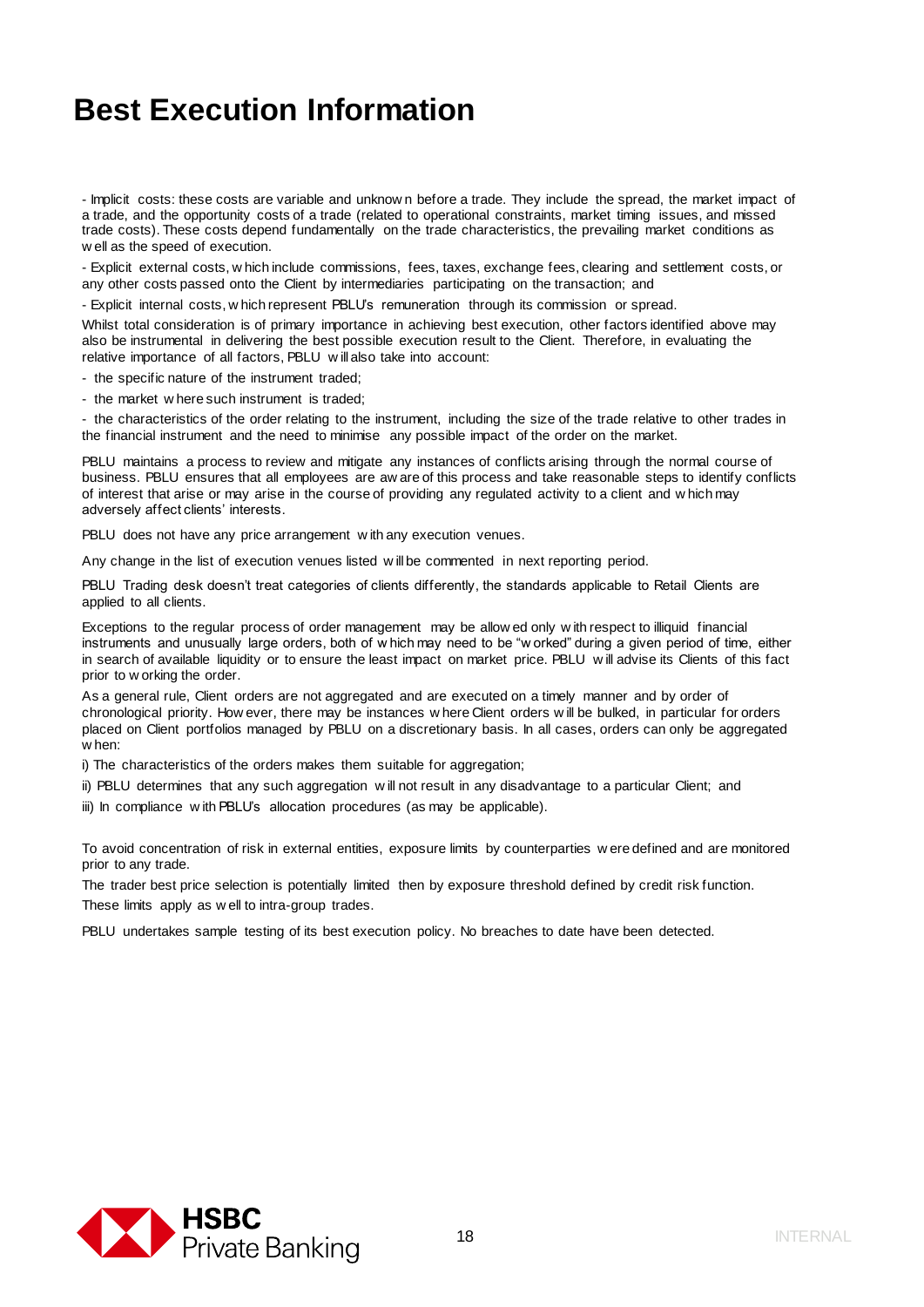# Best Execution Information

- Implicit costs: these costs are variable and unknown before a trade. They include the spread, the market impact of a trade, and the opportunity costs of a trade (related to operational constraints, market timing issues, and missed trade costs). These costs depend fundamentally on the trade characteristics, the prevailing market conditions as well as the speed of execution.

- Explicit external costs, which include commissions, fees, taxes, exchange fees, clearing and settlement costs, or any other costs passed onto the Client by intermediaries participating on the transaction; and

- Explicit internal costs, which represent PBLU's remuneration through its commission or spread.

Whilst total consideration is of primary importance in achieving best execution, other factors identified above may also be instrumental in delivering the best possible execution result to the Client. Therefore, in evaluating the relative importance of all factors, PBLU will also take into account:

- the specific nature of the instrument traded;
- the market where such instrument is traded;
- the characteristics of the order relating to the instrument, including the size of the trade relative to other trades in the financial instrument and the need to minimise any possible impact of the order on the market.

PBLU maintains a process to review and mitigate any instances of conflicts arising through the normal course of business. PBLU ensures that all employees are aware of this process and take reasonable steps to identify conflicts of interest that arise or may arise in the course of providing any regulated activity to a client and which may adversely affect clients' interests.

PBLU does not have any price arrangement with any execution venues.

Any change in the list of execution venues listed will be commented in next reporting period.

PBLU Trading desk doesn't treat categories of clients differently, the standards applicable to Retail Clients are applied to all clients.

Exceptions to the regular process of order management may be allowed only with respect to illiquid financial instruments and unusually large orders, both of which may need to be "worked" during a given period of time, either in search of available liquidity or to ensure the least impact on market price. PBLU will advise its Clients of this fact prior to working the order.

As a general rule, Client orders are not aggregated and are executed on a timely manner and by order of chronological priority. However, there may be instances where Client orders will be bulked, in particular for orders placed on Client portfolios managed by PBLU on a discretionary basis. In all cases, orders can only be aggregated when:

i) The characteristics of the orders makes them suitable for aggregation;

ii) PBLU determines that any such aggregation will not result in any disadvantage to a particular Client; and

iii) In compliance with PBLU's allocation procedures (as may be applicable).

To avoid concentration of risk in external entities, exposure limits by counterparties were defined and are monitored prior to any trade.

The trader best price selection is potentially limited then by exposure threshold defined by credit risk function. These limits apply as well to intra-group trades.

PBLU undertakes sample testing of its best execution policy. No breaches to date have been detected.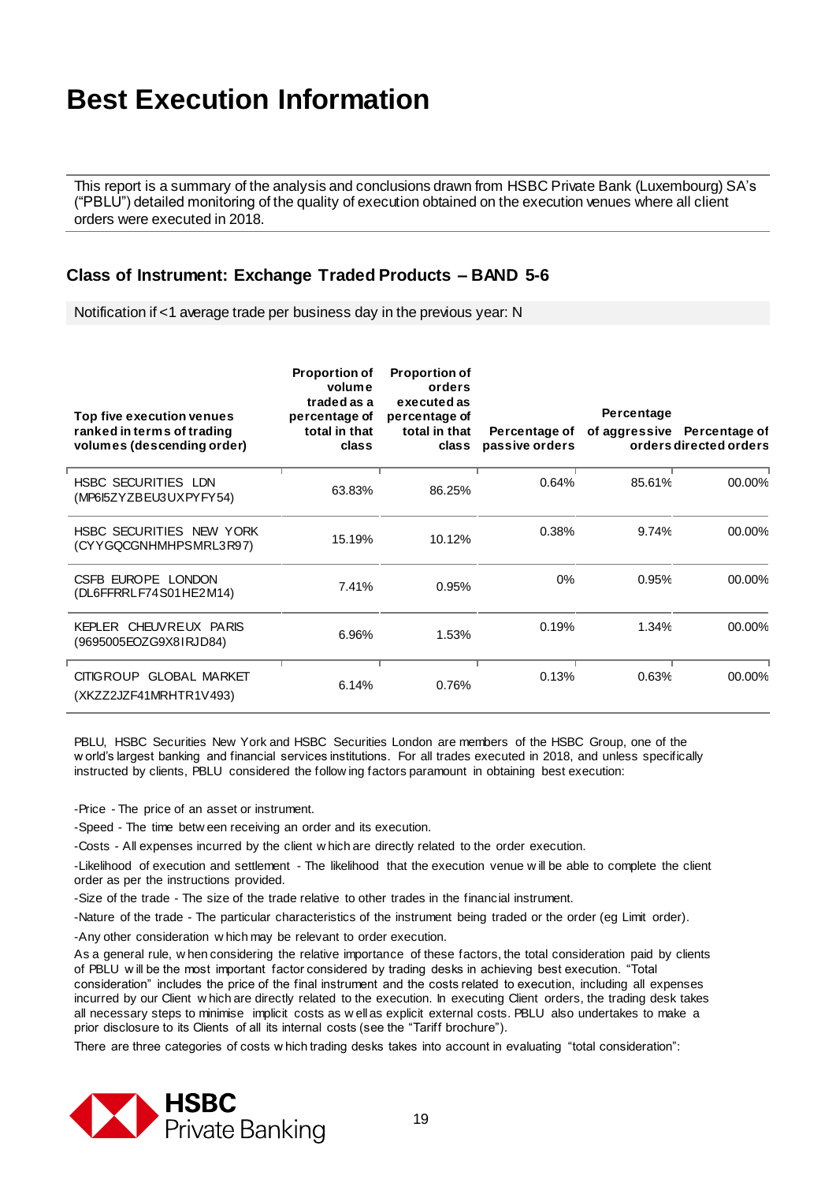# Best Execution Information

This report is a summary of the analysis and conclusions drawn from HSBC Private Bank (Luxembourg) SA's ("PBLU") detailed monitoring of the quality of execution obtained on the execution venues where all client orders were executed in 2018.

## Class of Instrument: Exchange Traded Products – BAND 5-6

Notification if <1 average trade per business day in the previous year: N

| Top five execution venues ranked in terms of trading volumes (descending order) | Proportion of volume traded as a percentage of total in that class | Proportion of orders executed as percentage of total in that class | Percentage of passive orders | Percentage of aggressive orders | Percentage of directed orders |
|---|---|---|---|---|---|
| HSBC SECURITIES LDN (MP6I5ZYZBEU3UXPYFY54) | 63.83% | 86.25% | 0.64% | 85.61% | 00.00% |
| HSBC SECURITIES NEW YORK (CYYGQCGNHMHPSMRL3R97) | 15.19% | 10.12% | 0.38% | 9.74% | 00.00% |
| CSFB EUROPE LONDON (DL6FFRRLF74S01HE2M14) | 7.41% | 0.95% | 0% | 0.95% | 00.00% |
| KEPLER CHEUVREUX PARIS (9695005EOZG9X8IRJD84) | 6.96% | 1.53% | 0.19% | 1.34% | 00.00% |
| CITIGROUP GLOBAL MARKET (XKZZ2JZF41MRHTR1V493) | 6.14% | 0.76% | 0.13% | 0.63% | 00.00% |

PBLU, HSBC Securities New York and HSBC Securities London are members of the HSBC Group, one of the world's largest banking and financial services institutions. For all trades executed in 2018, and unless specifically instructed by clients, PBLU considered the following factors paramount in obtaining best execution:

-Price - The price of an asset or instrument.

-Speed - The time between receiving an order and its execution.

-Costs - All expenses incurred by the client which are directly related to the order execution.

-Likelihood of execution and settlement - The likelihood that the execution venue will be able to complete the client order as per the instructions provided.

-Size of the trade - The size of the trade relative to other trades in the financial instrument.

-Nature of the trade - The particular characteristics of the instrument being traded or the order (eg Limit order).

-Any other consideration which may be relevant to order execution.

As a general rule, when considering the relative importance of these factors, the total consideration paid by clients of PBLU will be the most important factor considered by trading desks in achieving best execution. "Total consideration" includes the price of the final instrument and the costs related to execution, including all expenses incurred by our Client which are directly related to the execution. In executing Client orders, the trading desk takes all necessary steps to minimise implicit costs as well as explicit external costs. PBLU also undertakes to make a prior disclosure to its Clients of all its internal costs (see the "Tariff brochure").

There are three categories of costs which trading desks takes into account in evaluating "total consideration":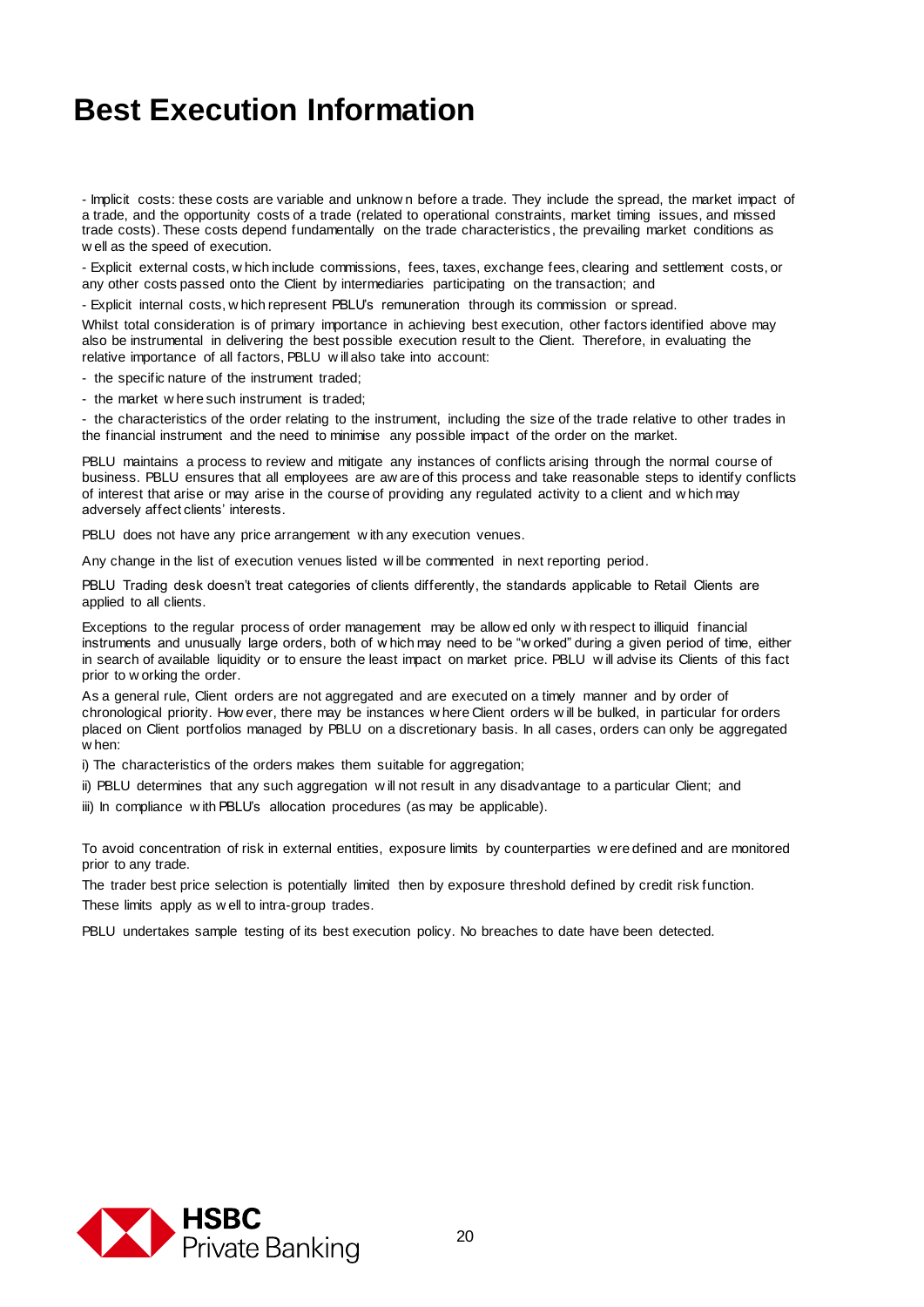# Best Execution Information

- Implicit costs: these costs are variable and unknown before a trade. They include the spread, the market impact of a trade, and the opportunity costs of a trade (related to operational constraints, market timing issues, and missed trade costs). These costs depend fundamentally on the trade characteristics, the prevailing market conditions as well as the speed of execution.

- Explicit external costs, which include commissions, fees, taxes, exchange fees, clearing and settlement costs, or any other costs passed onto the Client by intermediaries participating on the transaction; and

- Explicit internal costs, which represent PBLU's remuneration through its commission or spread.

Whilst total consideration is of primary importance in achieving best execution, other factors identified above may also be instrumental in delivering the best possible execution result to the Client. Therefore, in evaluating the relative importance of all factors, PBLU will also take into account:

- the specific nature of the instrument traded;
- the market where such instrument is traded;
- the characteristics of the order relating to the instrument, including the size of the trade relative to other trades in the financial instrument and the need to minimise any possible impact of the order on the market.

PBLU maintains a process to review and mitigate any instances of conflicts arising through the normal course of business. PBLU ensures that all employees are aware of this process and take reasonable steps to identify conflicts of interest that arise or may arise in the course of providing any regulated activity to a client and which may adversely affect clients' interests.

PBLU does not have any price arrangement with any execution venues.

Any change in the list of execution venues listed will be commented in next reporting period.

PBLU Trading desk doesn't treat categories of clients differently, the standards applicable to Retail Clients are applied to all clients.

Exceptions to the regular process of order management may be allowed only with respect to illiquid financial instruments and unusually large orders, both of which may need to be "worked" during a given period of time, either in search of available liquidity or to ensure the least impact on market price. PBLU will advise its Clients of this fact prior to working the order.

As a general rule, Client orders are not aggregated and are executed on a timely manner and by order of chronological priority. However, there may be instances where Client orders will be bulked, in particular for orders placed on Client portfolios managed by PBLU on a discretionary basis. In all cases, orders can only be aggregated when:

i) The characteristics of the orders makes them suitable for aggregation;

ii) PBLU determines that any such aggregation will not result in any disadvantage to a particular Client; and

iii) In compliance with PBLU's allocation procedures (as may be applicable).

To avoid concentration of risk in external entities, exposure limits by counterparties were defined and are monitored prior to any trade.

The trader best price selection is potentially limited then by exposure threshold defined by credit risk function.

These limits apply as well to intra-group trades.

PBLU undertakes sample testing of its best execution policy. No breaches to date have been detected.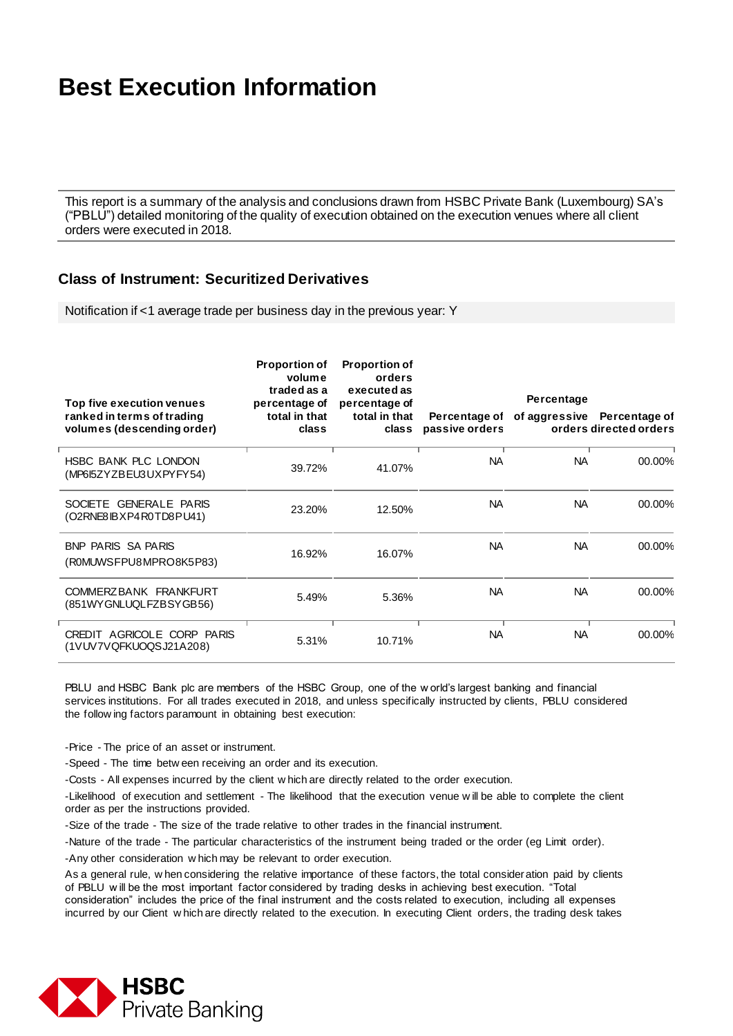# Best Execution Information

This report is a summary of the analysis and conclusions drawn from HSBC Private Bank (Luxembourg) SA's ("PBLU") detailed monitoring of the quality of execution obtained on the execution venues where all client orders were executed in 2018.

## Class of Instrument: Securitized Derivatives

Notification if <1 average trade per business day in the previous year: Y

| Top five execution venues ranked in terms of trading volumes (descending order) | Proportion of volume traded as a percentage of total in that class | Proportion of orders executed as percentage of total in that class | Percentage of passive orders | Percentage of aggressive orders | Percentage of directed orders |
|---|---|---|---|---|---|
| HSBC BANK PLC LONDON (MP6I5ZYZBEU3UXPYFY54) | 39.72% | 41.07% | NA | NA | 00.00% |
| SOCIETE GENERALE PARIS (O2RNE8IBXP4R0TD8PU41) | 23.20% | 12.50% | NA | NA | 00.00% |
| BNP PARIS SA PARIS (R0MUWSFPU8MPRO8K5P83) | 16.92% | 16.07% | NA | NA | 00.00% |
| COMMERZBANK FRANKFURT (851WYGNLUQLFZBSYGB56) | 5.49% | 5.36% | NA | NA | 00.00% |
| CREDIT AGRICOLE CORP PARIS (1VUV7VQFKUOQSJ21A208) | 5.31% | 10.71% | NA | NA | 00.00% |

PBLU and HSBC Bank plc are members of the HSBC Group, one of the world's largest banking and financial services institutions. For all trades executed in 2018, and unless specifically instructed by clients, PBLU considered the following factors paramount in obtaining best execution:

-Price - The price of an asset or instrument.

-Speed - The time between receiving an order and its execution.

-Costs - All expenses incurred by the client which are directly related to the order execution.

-Likelihood of execution and settlement - The likelihood that the execution venue will be able to complete the client order as per the instructions provided.

-Size of the trade - The size of the trade relative to other trades in the financial instrument.

-Nature of the trade - The particular characteristics of the instrument being traded or the order (eg Limit order).

-Any other consideration which may be relevant to order execution.

As a general rule, when considering the relative importance of these factors, the total consideration paid by clients of PBLU will be the most important factor considered by trading desks in achieving best execution. "Total consideration" includes the price of the final instrument and the costs related to execution, including all expenses incurred by our Client which are directly related to the execution. In executing Client orders, the trading desk takes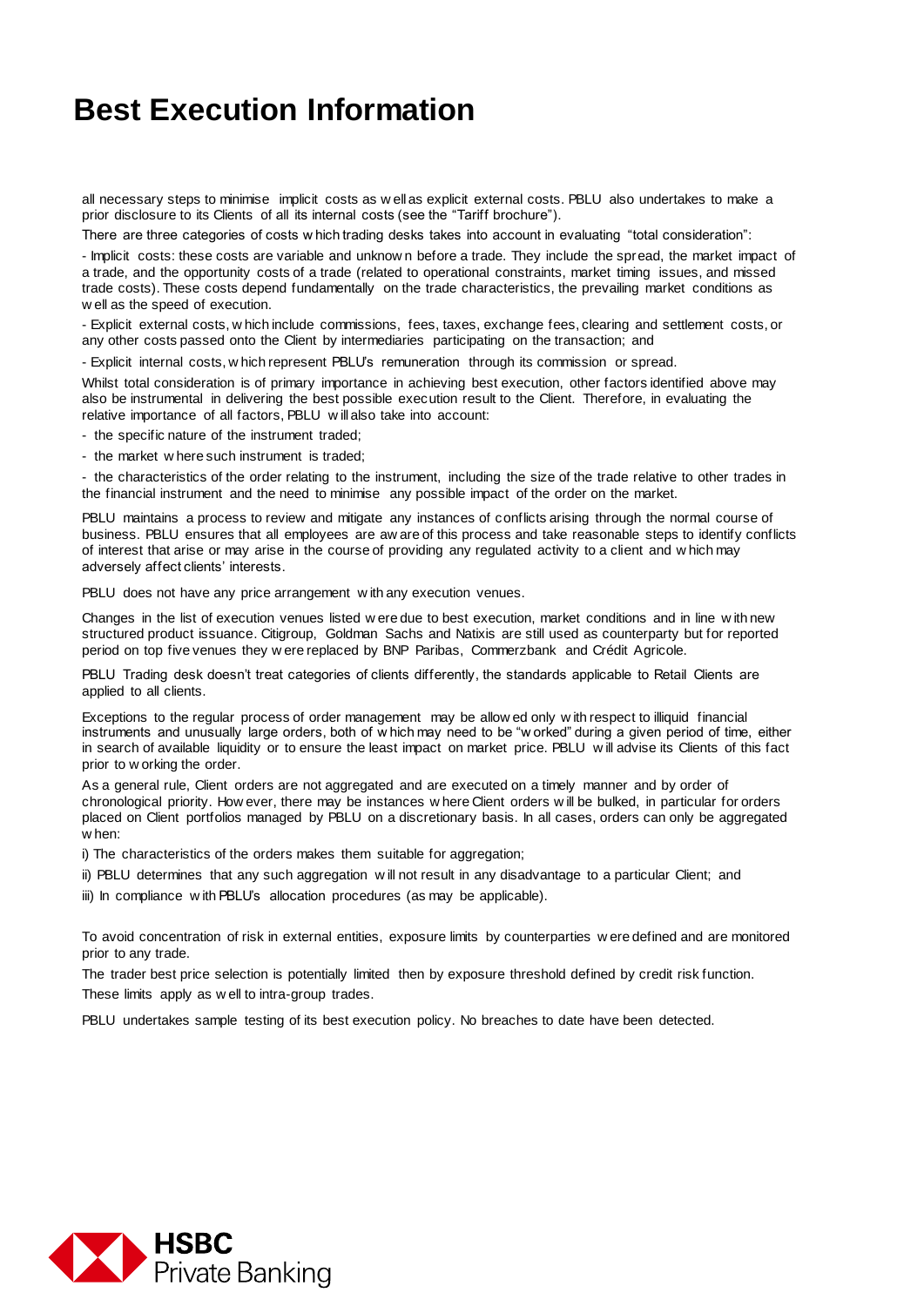# Best Execution Information

all necessary steps to minimise implicit costs as well as explicit external costs. PBLU also undertakes to make a prior disclosure to its Clients of all its internal costs (see the "Tariff brochure").

There are three categories of costs which trading desks takes into account in evaluating "total consideration":

- Implicit costs: these costs are variable and unknown before a trade. They include the spread, the market impact of a trade, and the opportunity costs of a trade (related to operational constraints, market timing issues, and missed trade costs). These costs depend fundamentally on the trade characteristics, the prevailing market conditions as well as the speed of execution.

- Explicit external costs, which include commissions, fees, taxes, exchange fees, clearing and settlement costs, or any other costs passed onto the Client by intermediaries participating on the transaction; and

- Explicit internal costs, which represent PBLU's remuneration through its commission or spread.

Whilst total consideration is of primary importance in achieving best execution, other factors identified above may also be instrumental in delivering the best possible execution result to the Client. Therefore, in evaluating the relative importance of all factors, PBLU will also take into account:

- the specific nature of the instrument traded;
- the market where such instrument is traded;
- the characteristics of the order relating to the instrument, including the size of the trade relative to other trades in the financial instrument and the need to minimise any possible impact of the order on the market.

PBLU maintains a process to review and mitigate any instances of conflicts arising through the normal course of business. PBLU ensures that all employees are aware of this process and take reasonable steps to identify conflicts of interest that arise or may arise in the course of providing any regulated activity to a client and which may adversely affect clients' interests.

PBLU does not have any price arrangement with any execution venues.

Changes in the list of execution venues listed were due to best execution, market conditions and in line with new structured product issuance. Citigroup, Goldman Sachs and Natixis are still used as counterparty but for reported period on top five venues they were replaced by BNP Paribas, Commerzbank and Crédit Agricole.

PBLU Trading desk doesn't treat categories of clients differently, the standards applicable to Retail Clients are applied to all clients.

Exceptions to the regular process of order management may be allowed only with respect to illiquid financial instruments and unusually large orders, both of which may need to be "worked" during a given period of time, either in search of available liquidity or to ensure the least impact on market price. PBLU will advise its Clients of this fact prior to working the order.

As a general rule, Client orders are not aggregated and are executed on a timely manner and by order of chronological priority. However, there may be instances where Client orders will be bulked, in particular for orders placed on Client portfolios managed by PBLU on a discretionary basis. In all cases, orders can only be aggregated when:

i) The characteristics of the orders makes them suitable for aggregation;

ii) PBLU determines that any such aggregation will not result in any disadvantage to a particular Client; and

iii) In compliance with PBLU's allocation procedures (as may be applicable).

To avoid concentration of risk in external entities, exposure limits by counterparties were defined and are monitored prior to any trade.

The trader best price selection is potentially limited then by exposure threshold defined by credit risk function.

These limits apply as well to intra-group trades.

PBLU undertakes sample testing of its best execution policy. No breaches to date have been detected.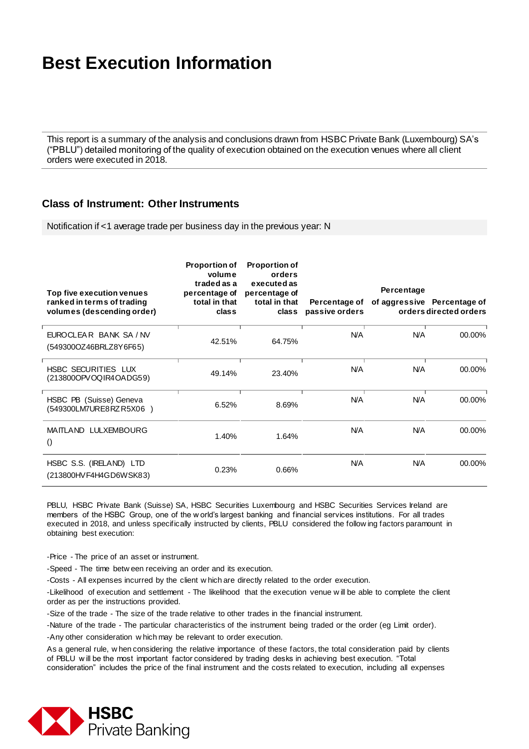# Best Execution Information

This report is a summary of the analysis and conclusions drawn from HSBC Private Bank (Luxembourg) SA's ("PBLU") detailed monitoring of the quality of execution obtained on the execution venues where all client orders were executed in 2018.

## Class of Instrument: Other Instruments

Notification if <1 average trade per business day in the previous year: N

| Top five execution venues ranked in terms of trading volumes (descending order) | Proportion of volume traded as a percentage of total in that class | Proportion of orders executed as percentage of total in that class | Percentage of passive orders | Percentage of aggressive orders | Percentage of directed orders |
|---|---|---|---|---|---|
| EUROCLEAR BANK SA / NV (549300OZ46BRLZ8Y6F65) | 42.51% | 64.75% | N/A | N/A | 00.00% |
| HSBC SECURITIES LUX (213800OPVOQIR4OADG59) | 49.14% | 23.40% | N/A | N/A | 00.00% |
| HSBC PB (Suisse) Geneva (549300LM7URE8RZR5X06 ) | 6.52% | 8.69% | N/A | N/A | 00.00% |
| MAITLAND LULXEMBOURG () | 1.40% | 1.64% | N/A | N/A | 00.00% |
| HSBC S.S. (IRELAND) LTD (213800HVF4H4GD6WSK83) | 0.23% | 0.66% | N/A | N/A | 00.00% |

PBLU, HSBC Private Bank (Suisse) SA, HSBC Securities Luxembourg and HSBC Securities Services Ireland are members of the HSBC Group, one of the world's largest banking and financial services institutions. For all trades executed in 2018, and unless specifically instructed by clients, PBLU considered the following factors paramount in obtaining best execution:

-Price - The price of an asset or instrument.

-Speed - The time between receiving an order and its execution.

-Costs - All expenses incurred by the client which are directly related to the order execution.

-Likelihood of execution and settlement - The likelihood that the execution venue will be able to complete the client order as per the instructions provided.

-Size of the trade - The size of the trade relative to other trades in the financial instrument.

-Nature of the trade - The particular characteristics of the instrument being traded or the order (eg Limit order).

-Any other consideration which may be relevant to order execution.

As a general rule, when considering the relative importance of these factors, the total consideration paid by clients of PBLU will be the most important factor considered by trading desks in achieving best execution. "Total consideration" includes the price of the final instrument and the costs related to execution, including all expenses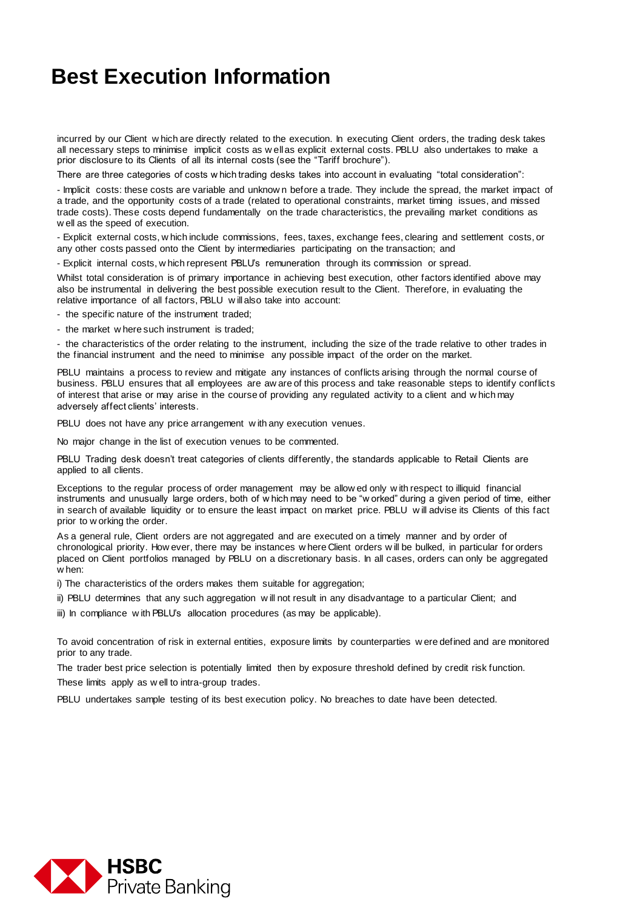# Best Execution Information

incurred by our Client which are directly related to the execution. In executing Client orders, the trading desk takes all necessary steps to minimise implicit costs as well as explicit external costs. PBLU also undertakes to make a prior disclosure to its Clients of all its internal costs (see the "Tariff brochure").

There are three categories of costs which trading desks takes into account in evaluating "total consideration":

- Implicit costs: these costs are variable and unknown before a trade. They include the spread, the market impact of a trade, and the opportunity costs of a trade (related to operational constraints, market timing issues, and missed trade costs). These costs depend fundamentally on the trade characteristics, the prevailing market conditions as well as the speed of execution.

- Explicit external costs, which include commissions, fees, taxes, exchange fees, clearing and settlement costs, or any other costs passed onto the Client by intermediaries participating on the transaction; and

- Explicit internal costs, which represent PBLU's remuneration through its commission or spread.

Whilst total consideration is of primary importance in achieving best execution, other factors identified above may also be instrumental in delivering the best possible execution result to the Client. Therefore, in evaluating the relative importance of all factors, PBLU will also take into account:

- the specific nature of the instrument traded;

- the market where such instrument is traded;

- the characteristics of the order relating to the instrument, including the size of the trade relative to other trades in the financial instrument and the need to minimise any possible impact of the order on the market.

PBLU maintains a process to review and mitigate any instances of conflicts arising through the normal course of business. PBLU ensures that all employees are aware of this process and take reasonable steps to identify conflicts of interest that arise or may arise in the course of providing any regulated activity to a client and which may adversely affect clients' interests.

PBLU does not have any price arrangement with any execution venues.

No major change in the list of execution venues to be commented.

PBLU Trading desk doesn't treat categories of clients differently, the standards applicable to Retail Clients are applied to all clients.

Exceptions to the regular process of order management may be allowed only with respect to illiquid financial instruments and unusually large orders, both of which may need to be "worked" during a given period of time, either in search of available liquidity or to ensure the least impact on market price. PBLU will advise its Clients of this fact prior to working the order.

As a general rule, Client orders are not aggregated and are executed on a timely manner and by order of chronological priority. However, there may be instances where Client orders will be bulked, in particular for orders placed on Client portfolios managed by PBLU on a discretionary basis. In all cases, orders can only be aggregated when:

i) The characteristics of the orders makes them suitable for aggregation;

ii) PBLU determines that any such aggregation will not result in any disadvantage to a particular Client; and

iii) In compliance with PBLU's allocation procedures (as may be applicable).

To avoid concentration of risk in external entities, exposure limits by counterparties were defined and are monitored prior to any trade.

The trader best price selection is potentially limited then by exposure threshold defined by credit risk function.

These limits apply as well to intra-group trades.

PBLU undertakes sample testing of its best execution policy. No breaches to date have been detected.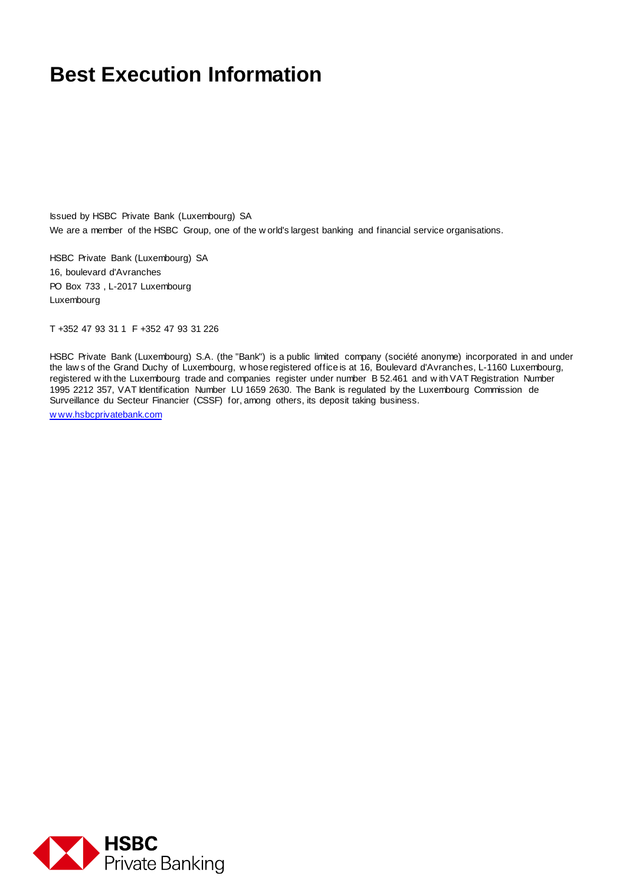# Best Execution Information

Issued by HSBC Private Bank (Luxembourg) SA

We are a member of the HSBC Group, one of the world's largest banking and financial service organisations.

HSBC Private Bank (Luxembourg) SA
16, boulevard d'Avranches
PO Box 733 , L-2017 Luxembourg
Luxembourg

T +352 47 93 31 1 F +352 47 93 31 226

HSBC Private Bank (Luxembourg) S.A. (the "Bank") is a public limited company (société anonyme) incorporated in and under the laws of the Grand Duchy of Luxembourg, whose registered office is at 16, Boulevard d'Avranches, L-1160 Luxembourg, registered with the Luxembourg trade and companies register under number B 52.461 and with VAT Registration Number 1995 2212 357, VAT Identification Number LU 1659 2630. The Bank is regulated by the Luxembourg Commission de Surveillance du Secteur Financier (CSSF) for, among others, its deposit taking business.

www.hsbcprivatebank.com

HSBC
Private Banking